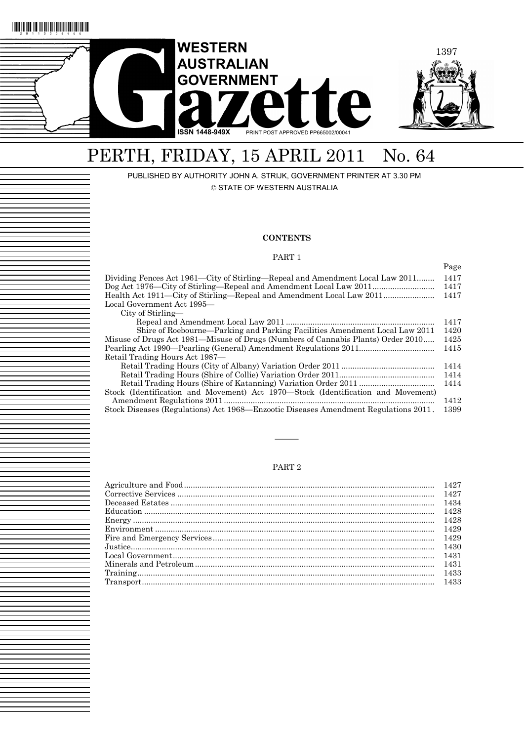# WESTERN AUSTRALIAN GOVERNMENT Gazette

ISSN 1448-949X PRINT POST APPROVED PP665002/00041

# PERTH, FRIDAY, 15 APRIL 2011 No. 64

PUBLISHED BY AUTHORITY JOHN A. STRIJK, GOVERNMENT PRINTER AT 3.30 PM

© STATE OF WESTERN AUSTRALIA

## CONTENTS

### PART 1

| | Page |
|---|---|
| Dividing Fences Act 1961—City of Stirling—Repeal and Amendment Local Law 2011 | 1417 |
| Dog Act 1976—City of Stirling—Repeal and Amendment Local Law 2011 | 1417 |
| Health Act 1911—City of Stirling—Repeal and Amendment Local Law 2011 | 1417 |
| Local Government Act 1995— | |
| City of Stirling— | |
| Repeal and Amendment Local Law 2011 | 1417 |
| Shire of Roebourne—Parking and Parking Facilities Amendment Local Law 2011 | 1420 |
| Misuse of Drugs Act 1981—Misuse of Drugs (Numbers of Cannabis Plants) Order 2010 | 1425 |
| Pearling Act 1990—Pearling (General) Amendment Regulations 2011 | 1415 |
| Retail Trading Hours Act 1987— | |
| Retail Trading Hours (City of Albany) Variation Order 2011 | 1414 |
| Retail Trading Hours (Shire of Collie) Variation Order 2011 | 1414 |
| Retail Trading Hours (Shire of Katanning) Variation Order 2011 | 1414 |
| Stock (Identification and Movement) Act 1970—Stock (Identification and Movement) Amendment Regulations 2011 | 1412 |
| Stock Diseases (Regulations) Act 1968—Enzootic Diseases Amendment Regulations 2011 | 1399 |

———

### PART 2

| | |
|---|---|
| Agriculture and Food | 1427 |
| Corrective Services | 1427 |
| Deceased Estates | 1434 |
| Education | 1428 |
| Energy | 1428 |
| Environment | 1429 |
| Fire and Emergency Services | 1429 |
| Justice | 1430 |
| Local Government | 1431 |
| Minerals and Petroleum | 1431 |
| Training | 1433 |
| Transport | 1433 |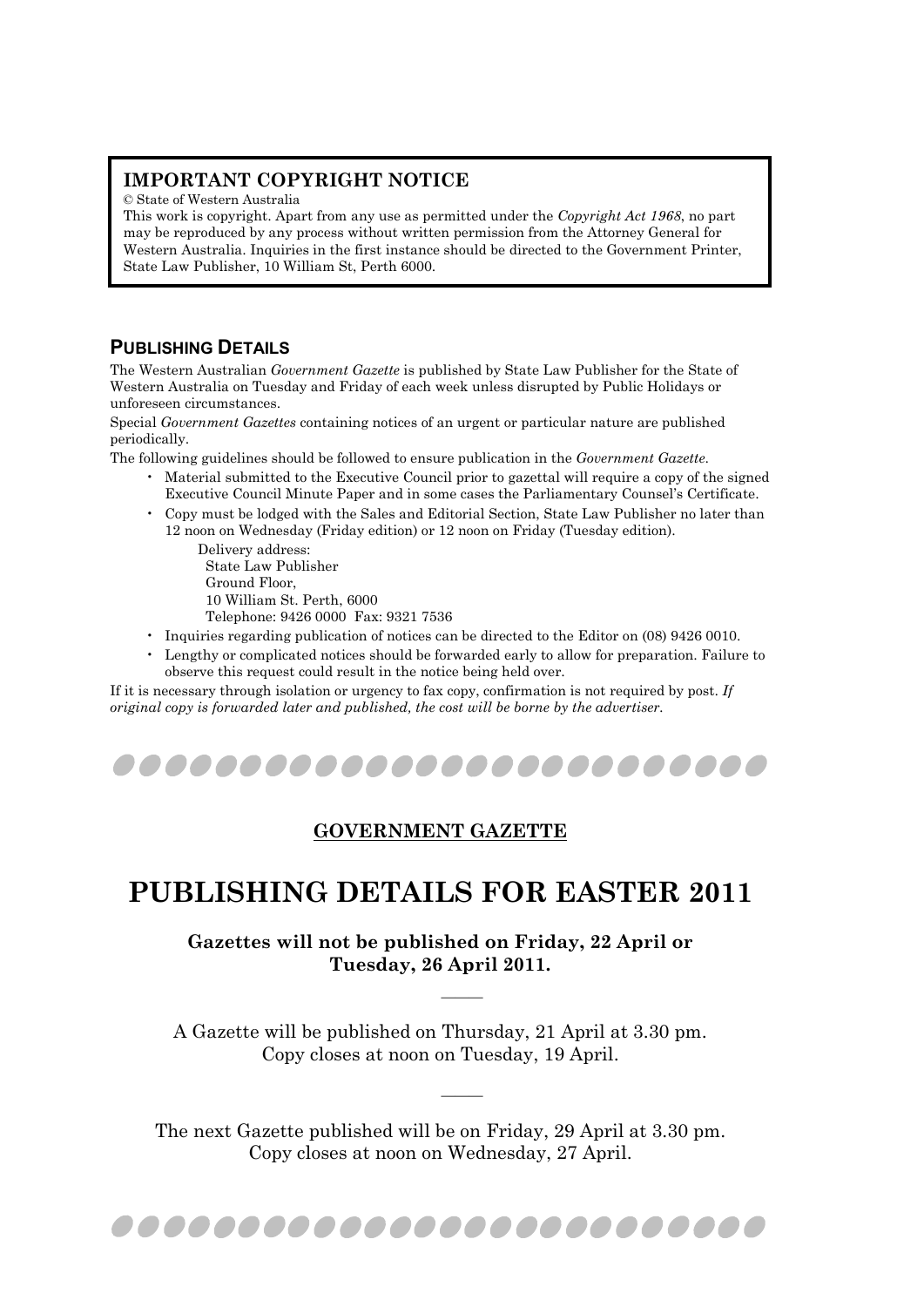## IMPORTANT COPYRIGHT NOTICE

© State of Western Australia

This work is copyright. Apart from any use as permitted under the *Copyright Act 1968*, no part may be reproduced by any process without written permission from the Attorney General for Western Australia. Inquiries in the first instance should be directed to the Government Printer, State Law Publisher, 10 William St, Perth 6000.

## PUBLISHING DETAILS

The Western Australian *Government Gazette* is published by State Law Publisher for the State of Western Australia on Tuesday and Friday of each week unless disrupted by Public Holidays or unforeseen circumstances.

Special *Government Gazettes* containing notices of an urgent or particular nature are published periodically.

The following guidelines should be followed to ensure publication in the *Government Gazette*.

- Material submitted to the Executive Council prior to gazettal will require a copy of the signed Executive Council Minute Paper and in some cases the Parliamentary Counsel's Certificate.
- Copy must be lodged with the Sales and Editorial Section, State Law Publisher no later than 12 noon on Wednesday (Friday edition) or 12 noon on Friday (Tuesday edition).

  Delivery address:
  State Law Publisher
  Ground Floor,
  10 William St. Perth, 6000
  Telephone: 9426 0000 Fax: 9321 7536
- Inquiries regarding publication of notices can be directed to the Editor on (08) 9426 0010.
- Lengthy or complicated notices should be forwarded early to allow for preparation. Failure to observe this request could result in the notice being held over.

If it is necessary through isolation or urgency to fax copy, confirmation is not required by post. *If original copy is forwarded later and published, the cost will be borne by the advertiser.*

---

**GOVERNMENT GAZETTE**

# PUBLISHING DETAILS FOR EASTER 2011

**Gazettes will not be published on Friday, 22 April or Tuesday, 26 April 2011.**

---

A Gazette will be published on Thursday, 21 April at 3.30 pm.
Copy closes at noon on Tuesday, 19 April.

---

The next Gazette published will be on Friday, 29 April at 3.30 pm.
Copy closes at noon on Wednesday, 27 April.

---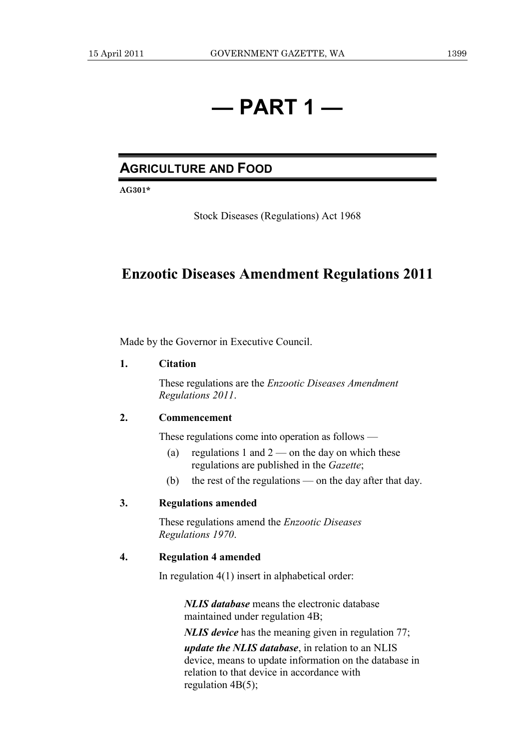# — PART 1 —

## AGRICULTURE AND FOOD

**AG301***

Stock Diseases (Regulations) Act 1968

# Enzootic Diseases Amendment Regulations 2011

Made by the Governor in Executive Council.

**1. Citation**

These regulations are the *Enzootic Diseases Amendment Regulations 2011*.

**2. Commencement**

These regulations come into operation as follows —

(a) regulations 1 and 2 — on the day on which these regulations are published in the *Gazette*;

(b) the rest of the regulations — on the day after that day.

**3. Regulations amended**

These regulations amend the *Enzootic Diseases Regulations 1970*.

**4. Regulation 4 amended**

In regulation 4(1) insert in alphabetical order:

> ***NLIS database*** means the electronic database maintained under regulation 4B;
>
> ***NLIS device*** has the meaning given in regulation 77;
>
> ***update the NLIS database***, in relation to an NLIS device, means to update information on the database in relation to that device in accordance with regulation 4B(5);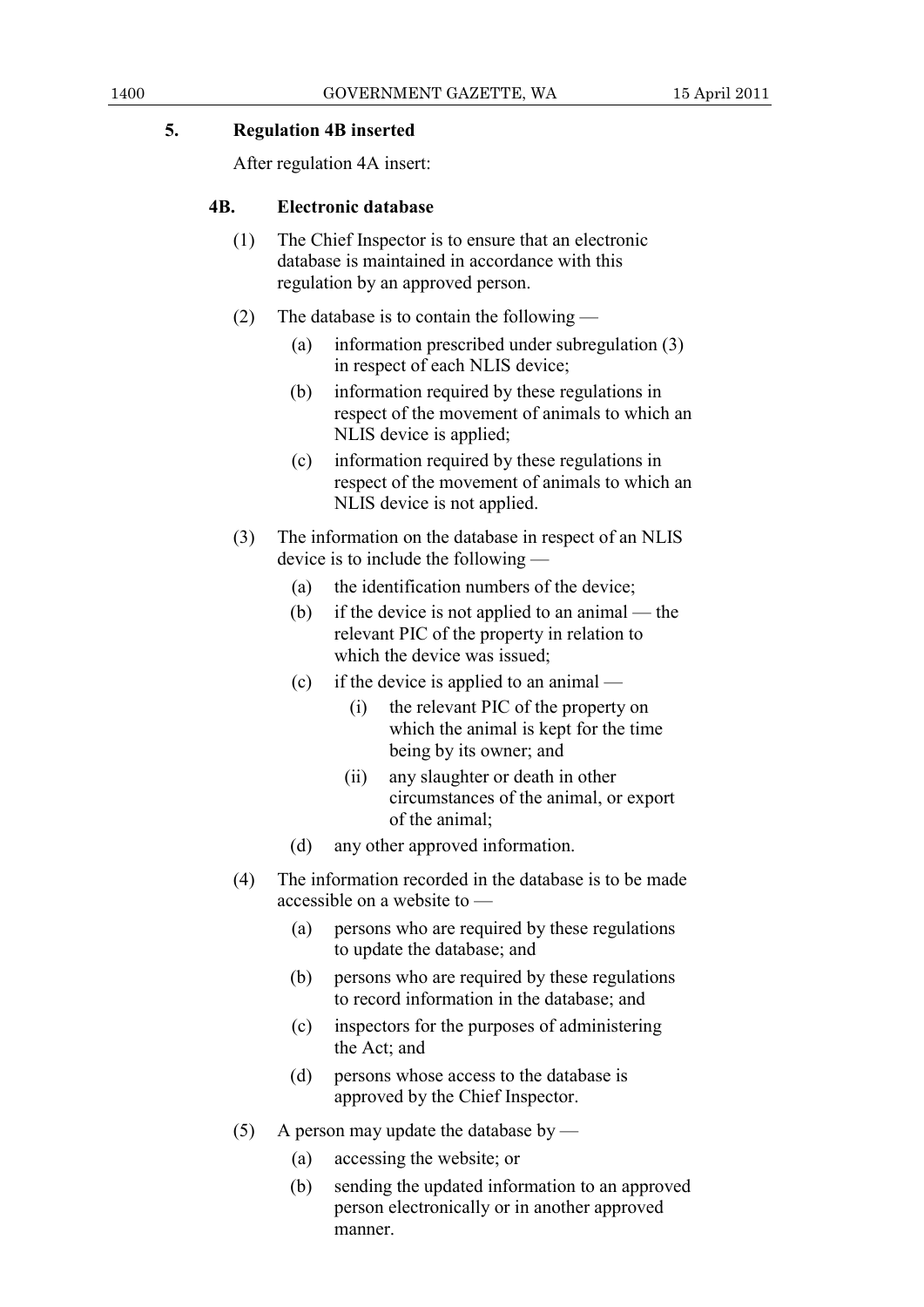## 5. Regulation 4B inserted

After regulation 4A insert:

### 4B. Electronic database

(1) The Chief Inspector is to ensure that an electronic database is maintained in accordance with this regulation by an approved person.

(2) The database is to contain the following —

- (a) information prescribed under subregulation (3) in respect of each NLIS device;
- (b) information required by these regulations in respect of the movement of animals to which an NLIS device is applied;
- (c) information required by these regulations in respect of the movement of animals to which an NLIS device is not applied.

(3) The information on the database in respect of an NLIS device is to include the following —

- (a) the identification numbers of the device;
- (b) if the device is not applied to an animal — the relevant PIC of the property in relation to which the device was issued;
- (c) if the device is applied to an animal —
  - (i) the relevant PIC of the property on which the animal is kept for the time being by its owner; and
  - (ii) any slaughter or death in other circumstances of the animal, or export of the animal;
- (d) any other approved information.

(4) The information recorded in the database is to be made accessible on a website to —

- (a) persons who are required by these regulations to update the database; and
- (b) persons who are required by these regulations to record information in the database; and
- (c) inspectors for the purposes of administering the Act; and
- (d) persons whose access to the database is approved by the Chief Inspector.

(5) A person may update the database by —

- (a) accessing the website; or
- (b) sending the updated information to an approved person electronically or in another approved manner.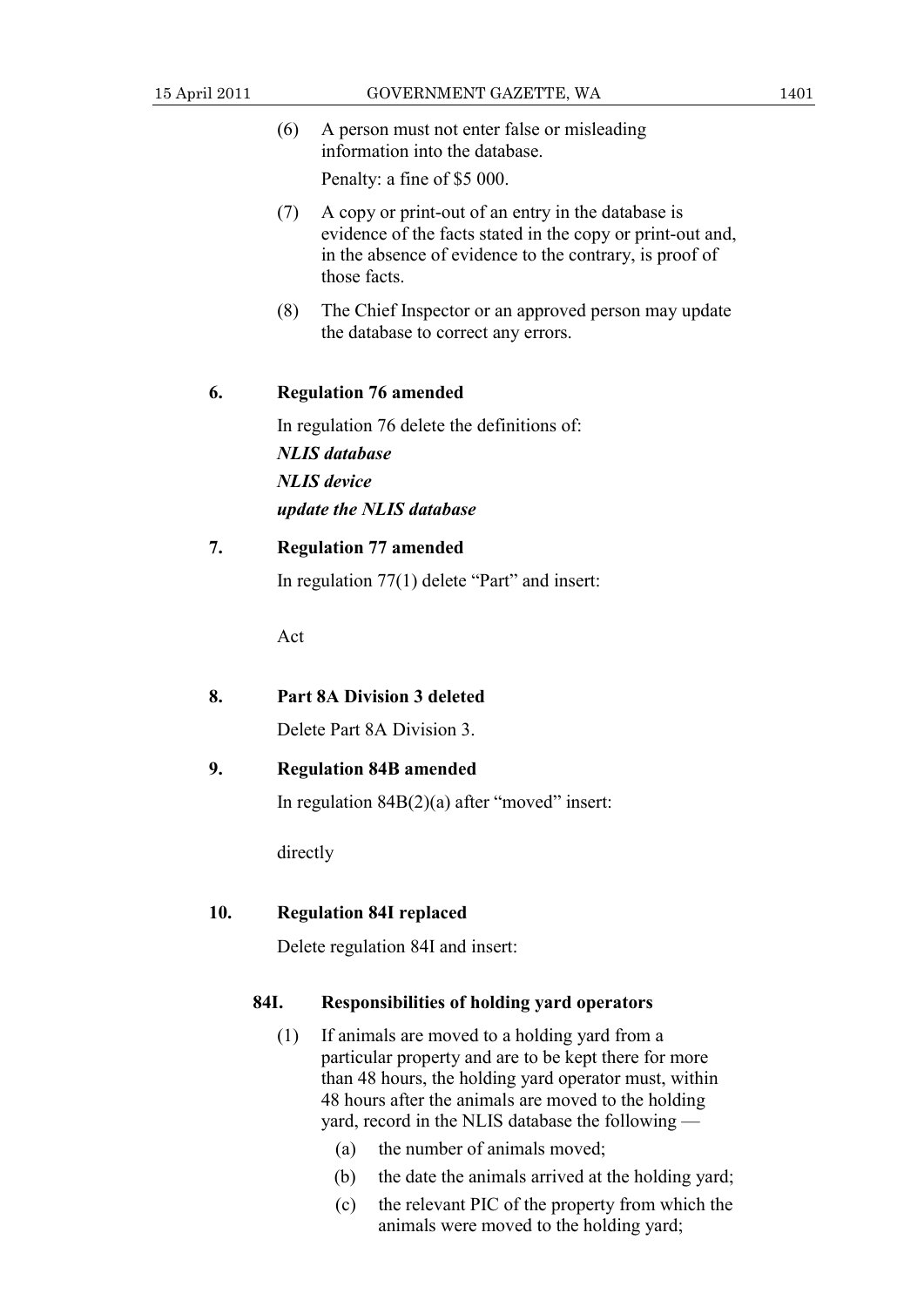(6) A person must not enter false or misleading information into the database.

Penalty: a fine of $5 000.

(7) A copy or print-out of an entry in the database is evidence of the facts stated in the copy or print-out and, in the absence of evidence to the contrary, is proof of those facts.

(8) The Chief Inspector or an approved person may update the database to correct any errors.

### 6. Regulation 76 amended

In regulation 76 delete the definitions of:

***NLIS database***

***NLIS device***

***update the NLIS database***

### 7. Regulation 77 amended

In regulation 77(1) delete "Part" and insert:

Act

### 8. Part 8A Division 3 deleted

Delete Part 8A Division 3.

### 9. Regulation 84B amended

In regulation 84B(2)(a) after "moved" insert:

directly

### 10. Regulation 84I replaced

Delete regulation 84I and insert:

#### 84I. Responsibilities of holding yard operators

(1) If animals are moved to a holding yard from a particular property and are to be kept there for more than 48 hours, the holding yard operator must, within 48 hours after the animals are moved to the holding yard, record in the NLIS database the following —

(a) the number of animals moved;

(b) the date the animals arrived at the holding yard;

(c) the relevant PIC of the property from which the animals were moved to the holding yard;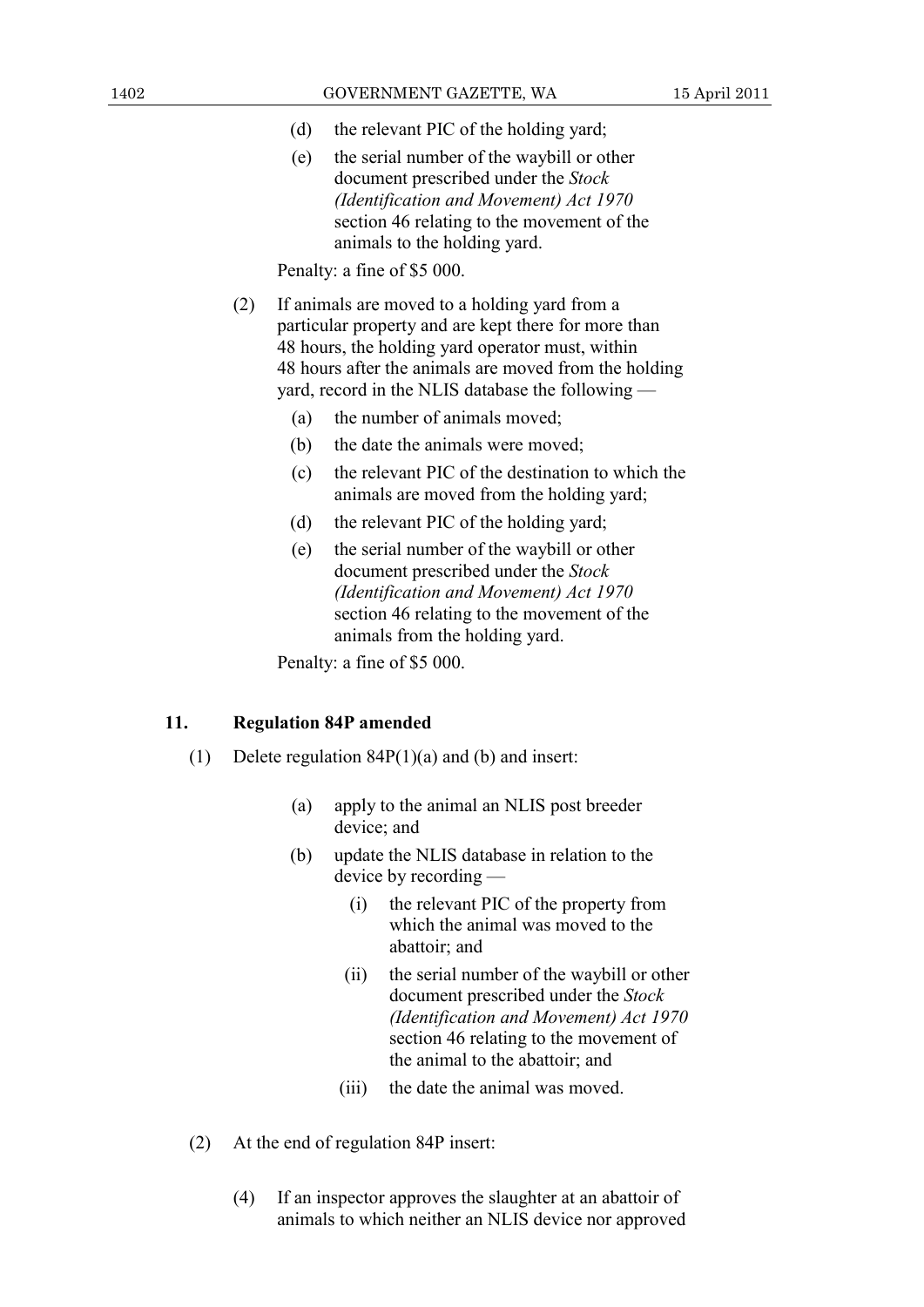(d) the relevant PIC of the holding yard;

(e) the serial number of the waybill or other document prescribed under the *Stock (Identification and Movement) Act 1970* section 46 relating to the movement of the animals to the holding yard.

Penalty: a fine of $5 000.

(2) If animals are moved to a holding yard from a particular property and are kept there for more than 48 hours, the holding yard operator must, within 48 hours after the animals are moved from the holding yard, record in the NLIS database the following —

(a) the number of animals moved;

(b) the date the animals were moved;

(c) the relevant PIC of the destination to which the animals are moved from the holding yard;

(d) the relevant PIC of the holding yard;

(e) the serial number of the waybill or other document prescribed under the *Stock (Identification and Movement) Act 1970* section 46 relating to the movement of the animals from the holding yard.

Penalty: a fine of $5 000.

**11. Regulation 84P amended**

(1) Delete regulation 84P(1)(a) and (b) and insert:

> (a) apply to the animal an NLIS post breeder device; and
>
> (b) update the NLIS database in relation to the device by recording —
>
> (i) the relevant PIC of the property from which the animal was moved to the abattoir; and
>
> (ii) the serial number of the waybill or other document prescribed under the *Stock (Identification and Movement) Act 1970* section 46 relating to the movement of the animal to the abattoir; and
>
> (iii) the date the animal was moved.

(2) At the end of regulation 84P insert:

> (4) If an inspector approves the slaughter at an abattoir of animals to which neither an NLIS device nor approved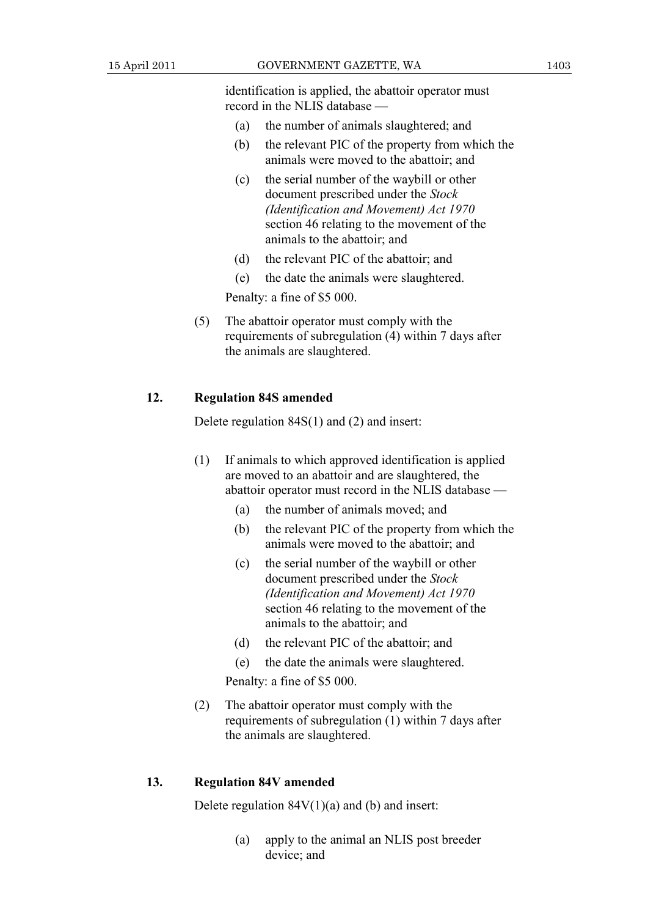identification is applied, the abattoir operator must record in the NLIS database —

- (a) the number of animals slaughtered; and
- (b) the relevant PIC of the property from which the animals were moved to the abattoir; and
- (c) the serial number of the waybill or other document prescribed under the *Stock (Identification and Movement) Act 1970* section 46 relating to the movement of the animals to the abattoir; and
- (d) the relevant PIC of the abattoir; and
- (e) the date the animals were slaughtered.

Penalty: a fine of $5 000.

(5) The abattoir operator must comply with the requirements of subregulation (4) within 7 days after the animals are slaughtered.

### 12. Regulation 84S amended

Delete regulation 84S(1) and (2) and insert:

(1) If animals to which approved identification is applied are moved to an abattoir and are slaughtered, the abattoir operator must record in the NLIS database —

- (a) the number of animals moved; and
- (b) the relevant PIC of the property from which the animals were moved to the abattoir; and
- (c) the serial number of the waybill or other document prescribed under the *Stock (Identification and Movement) Act 1970* section 46 relating to the movement of the animals to the abattoir; and
- (d) the relevant PIC of the abattoir; and
- (e) the date the animals were slaughtered.

Penalty: a fine of $5 000.

(2) The abattoir operator must comply with the requirements of subregulation (1) within 7 days after the animals are slaughtered.

### 13. Regulation 84V amended

Delete regulation 84V(1)(a) and (b) and insert:

- (a) apply to the animal an NLIS post breeder device; and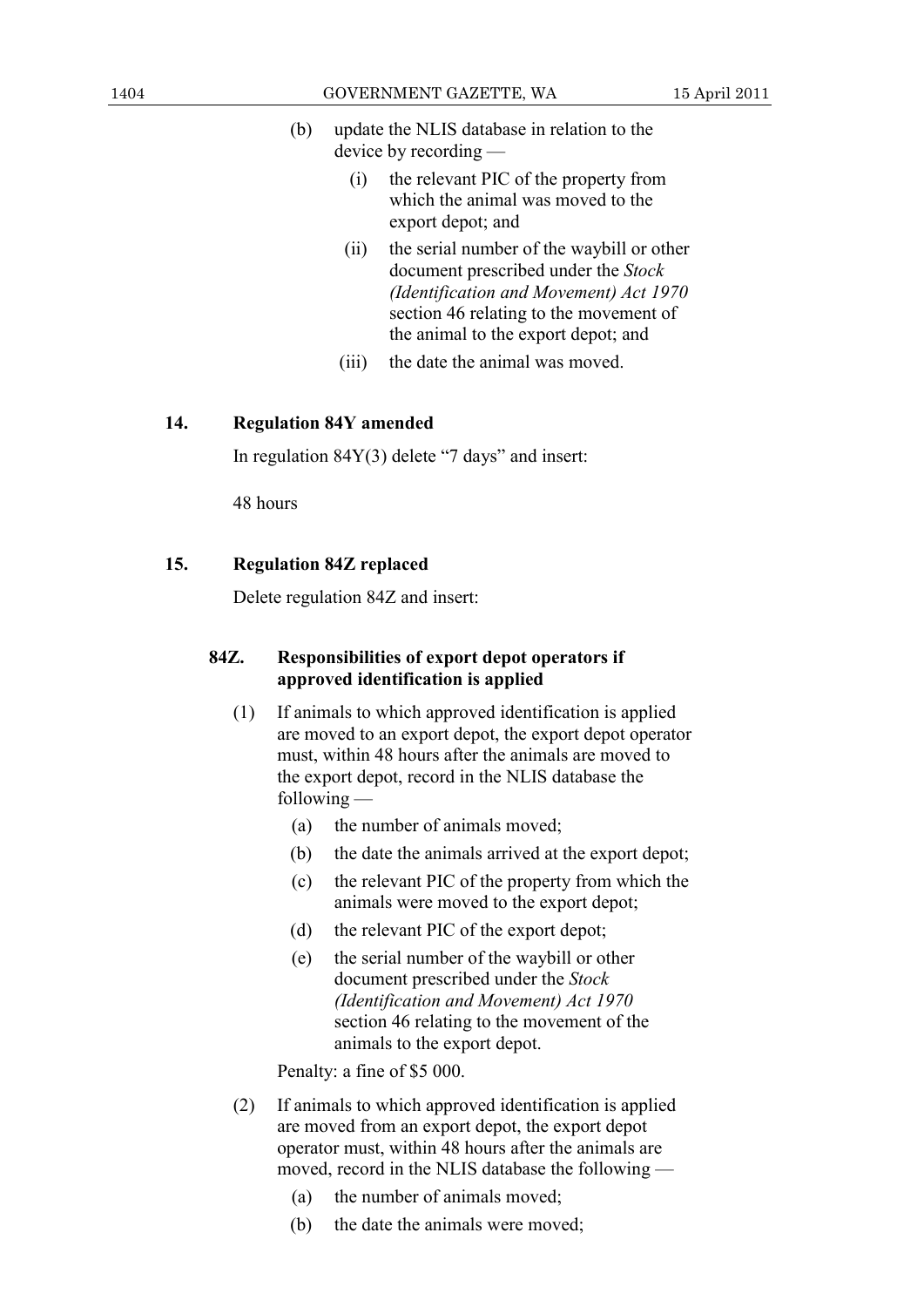(b) update the NLIS database in relation to the device by recording —

  (i) the relevant PIC of the property from which the animal was moved to the export depot; and

  (ii) the serial number of the waybill or other document prescribed under the *Stock (Identification and Movement) Act 1970* section 46 relating to the movement of the animal to the export depot; and

  (iii) the date the animal was moved.

**14. Regulation 84Y amended**

In regulation 84Y(3) delete "7 days" and insert:

48 hours

**15. Regulation 84Z replaced**

Delete regulation 84Z and insert:

**84Z. Responsibilities of export depot operators if approved identification is applied**

(1) If animals to which approved identification is applied are moved to an export depot, the export depot operator must, within 48 hours after the animals are moved to the export depot, record in the NLIS database the following —

  (a) the number of animals moved;

  (b) the date the animals arrived at the export depot;

  (c) the relevant PIC of the property from which the animals were moved to the export depot;

  (d) the relevant PIC of the export depot;

  (e) the serial number of the waybill or other document prescribed under the *Stock (Identification and Movement) Act 1970* section 46 relating to the movement of the animals to the export depot.

Penalty: a fine of $5 000.

(2) If animals to which approved identification is applied are moved from an export depot, the export depot operator must, within 48 hours after the animals are moved, record in the NLIS database the following —

  (a) the number of animals moved;

  (b) the date the animals were moved;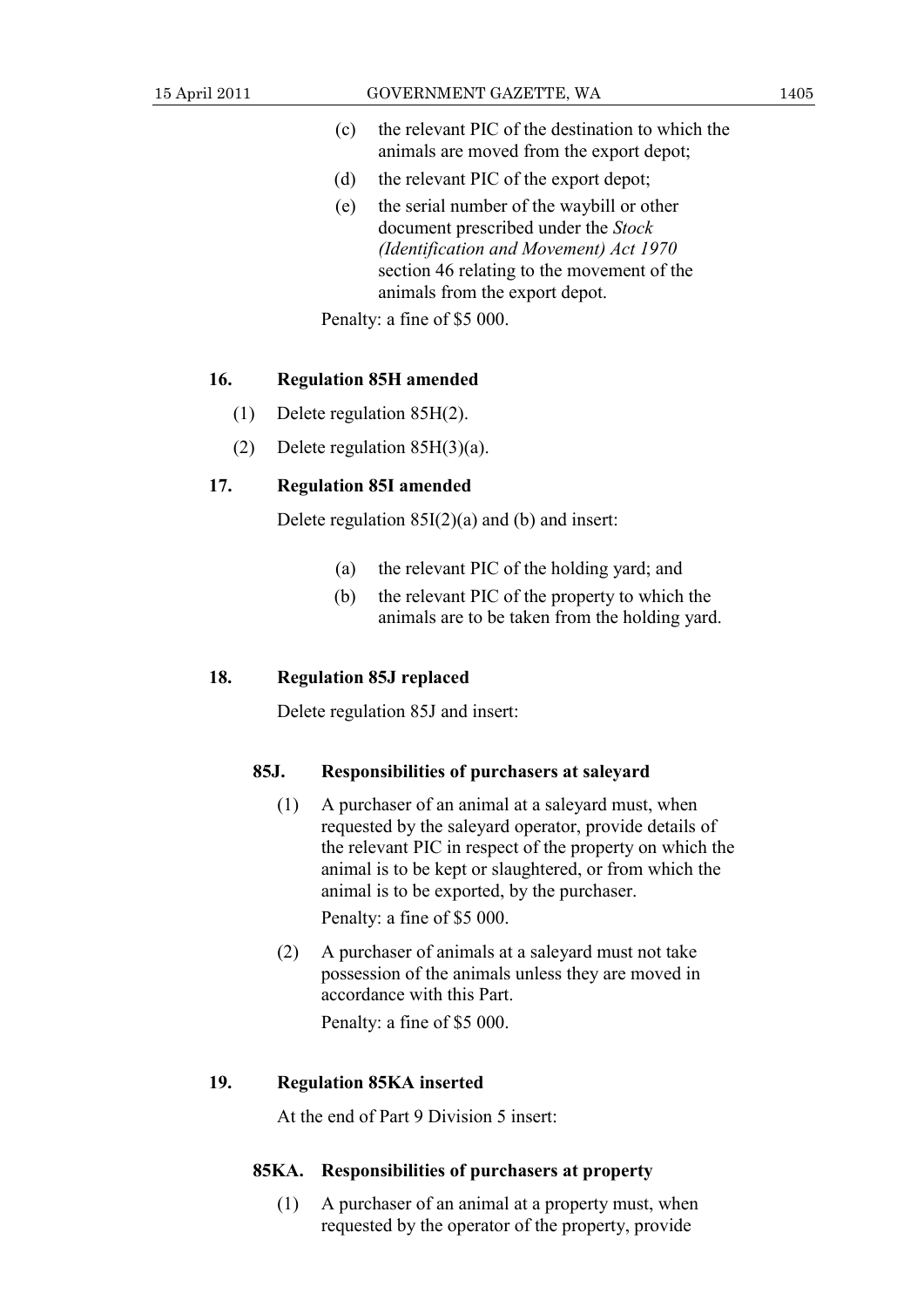(c) the relevant PIC of the destination to which the animals are moved from the export depot;

(d) the relevant PIC of the export depot;

(e) the serial number of the waybill or other document prescribed under the *Stock (Identification and Movement) Act 1970* section 46 relating to the movement of the animals from the export depot.

Penalty: a fine of $5 000.

**16. Regulation 85H amended**

(1) Delete regulation 85H(2).

(2) Delete regulation 85H(3)(a).

**17. Regulation 85I amended**

Delete regulation 85I(2)(a) and (b) and insert:

(a) the relevant PIC of the holding yard; and

(b) the relevant PIC of the property to which the animals are to be taken from the holding yard.

**18. Regulation 85J replaced**

Delete regulation 85J and insert:

**85J. Responsibilities of purchasers at saleyard**

(1) A purchaser of an animal at a saleyard must, when requested by the saleyard operator, provide details of the relevant PIC in respect of the property on which the animal is to be kept or slaughtered, or from which the animal is to be exported, by the purchaser.

Penalty: a fine of $5 000.

(2) A purchaser of animals at a saleyard must not take possession of the animals unless they are moved in accordance with this Part.

Penalty: a fine of $5 000.

**19. Regulation 85KA inserted**

At the end of Part 9 Division 5 insert:

**85KA. Responsibilities of purchasers at property**

(1) A purchaser of an animal at a property must, when requested by the operator of the property, provide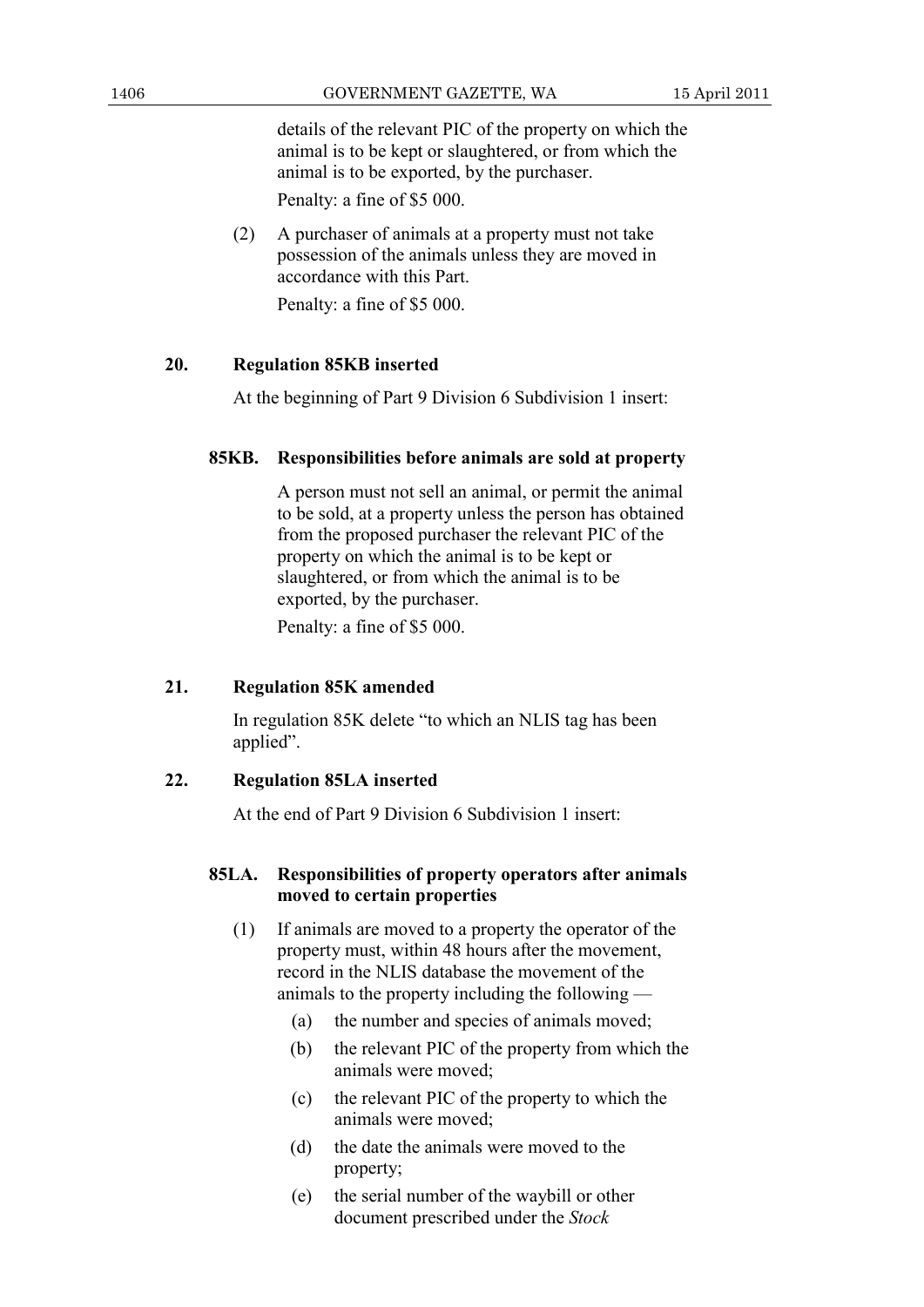details of the relevant PIC of the property on which the animal is to be kept or slaughtered, or from which the animal is to be exported, by the purchaser.

Penalty: a fine of $5 000.

(2) A purchaser of animals at a property must not take possession of the animals unless they are moved in accordance with this Part.

Penalty: a fine of $5 000.

### 20. Regulation 85KB inserted

At the beginning of Part 9 Division 6 Subdivision 1 insert:

#### 85KB. Responsibilities before animals are sold at property

A person must not sell an animal, or permit the animal to be sold, at a property unless the person has obtained from the proposed purchaser the relevant PIC of the property on which the animal is to be kept or slaughtered, or from which the animal is to be exported, by the purchaser.

Penalty: a fine of $5 000.

### 21. Regulation 85K amended

In regulation 85K delete "to which an NLIS tag has been applied".

### 22. Regulation 85LA inserted

At the end of Part 9 Division 6 Subdivision 1 insert:

#### 85LA. Responsibilities of property operators after animals moved to certain properties

(1) If animals are moved to a property the operator of the property must, within 48 hours after the movement, record in the NLIS database the movement of the animals to the property including the following —

(a) the number and species of animals moved;

(b) the relevant PIC of the property from which the animals were moved;

(c) the relevant PIC of the property to which the animals were moved;

(d) the date the animals were moved to the property;

(e) the serial number of the waybill or other document prescribed under the *Stock*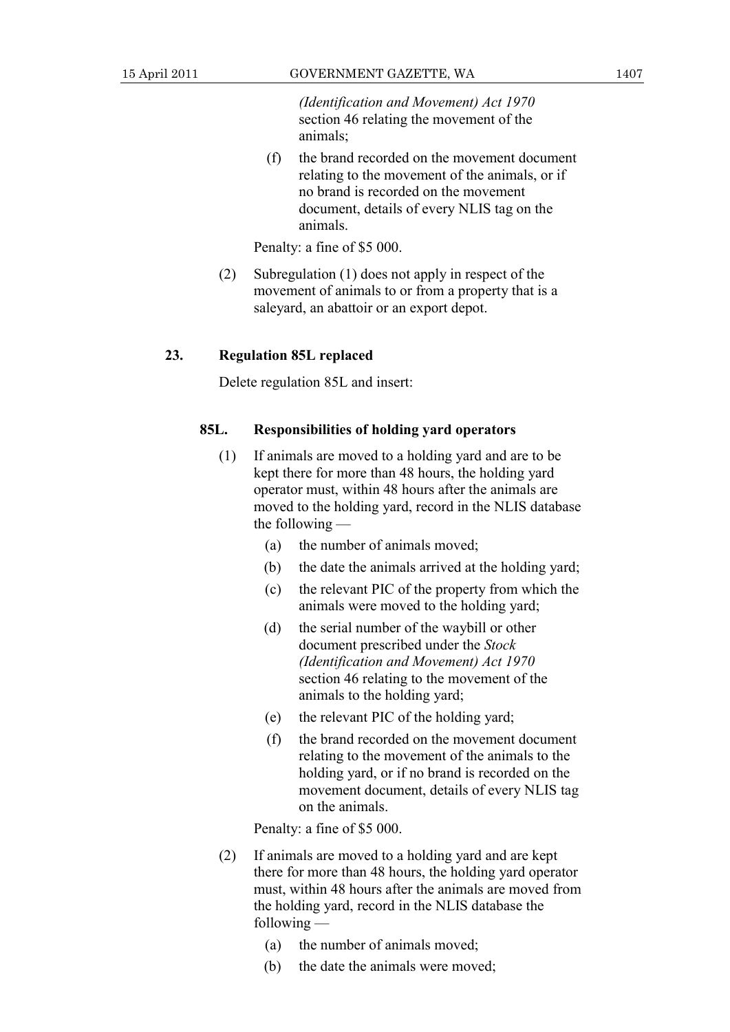*(Identification and Movement) Act 1970* section 46 relating the movement of the animals;

(f) the brand recorded on the movement document relating to the movement of the animals, or if no brand is recorded on the movement document, details of every NLIS tag on the animals.

Penalty: a fine of $5 000.

(2) Subregulation (1) does not apply in respect of the movement of animals to or from a property that is a saleyard, an abattoir or an export depot.

### 23. Regulation 85L replaced

Delete regulation 85L and insert:

#### 85L. Responsibilities of holding yard operators

(1) If animals are moved to a holding yard and are to be kept there for more than 48 hours, the holding yard operator must, within 48 hours after the animals are moved to the holding yard, record in the NLIS database the following —

(a) the number of animals moved;

(b) the date the animals arrived at the holding yard;

(c) the relevant PIC of the property from which the animals were moved to the holding yard;

(d) the serial number of the waybill or other document prescribed under the *Stock (Identification and Movement) Act 1970* section 46 relating to the movement of the animals to the holding yard;

(e) the relevant PIC of the holding yard;

(f) the brand recorded on the movement document relating to the movement of the animals to the holding yard, or if no brand is recorded on the movement document, details of every NLIS tag on the animals.

Penalty: a fine of $5 000.

(2) If animals are moved to a holding yard and are kept there for more than 48 hours, the holding yard operator must, within 48 hours after the animals are moved from the holding yard, record in the NLIS database the following —

(a) the number of animals moved;

(b) the date the animals were moved;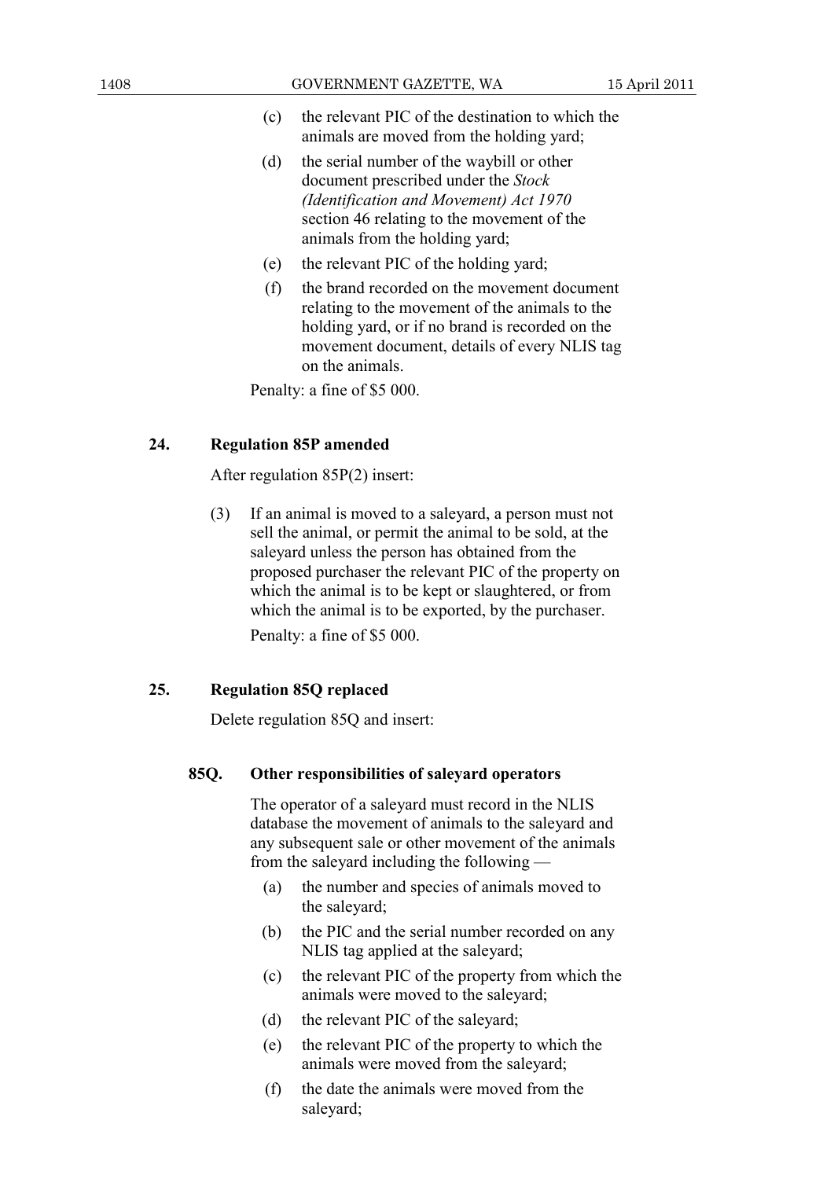(c) the relevant PIC of the destination to which the animals are moved from the holding yard;

(d) the serial number of the waybill or other document prescribed under the *Stock (Identification and Movement) Act 1970* section 46 relating to the movement of the animals from the holding yard;

(e) the relevant PIC of the holding yard;

(f) the brand recorded on the movement document relating to the movement of the animals to the holding yard, or if no brand is recorded on the movement document, details of every NLIS tag on the animals.

Penalty: a fine of $5 000.

### 24. Regulation 85P amended

After regulation 85P(2) insert:

(3) If an animal is moved to a saleyard, a person must not sell the animal, or permit the animal to be sold, at the saleyard unless the person has obtained from the proposed purchaser the relevant PIC of the property on which the animal is to be kept or slaughtered, or from which the animal is to be exported, by the purchaser.

Penalty: a fine of $5 000.

### 25. Regulation 85Q replaced

Delete regulation 85Q and insert:

#### 85Q. Other responsibilities of saleyard operators

The operator of a saleyard must record in the NLIS database the movement of animals to the saleyard and any subsequent sale or other movement of the animals from the saleyard including the following —

(a) the number and species of animals moved to the saleyard;

(b) the PIC and the serial number recorded on any NLIS tag applied at the saleyard;

(c) the relevant PIC of the property from which the animals were moved to the saleyard;

(d) the relevant PIC of the saleyard;

(e) the relevant PIC of the property to which the animals were moved from the saleyard;

(f) the date the animals were moved from the saleyard;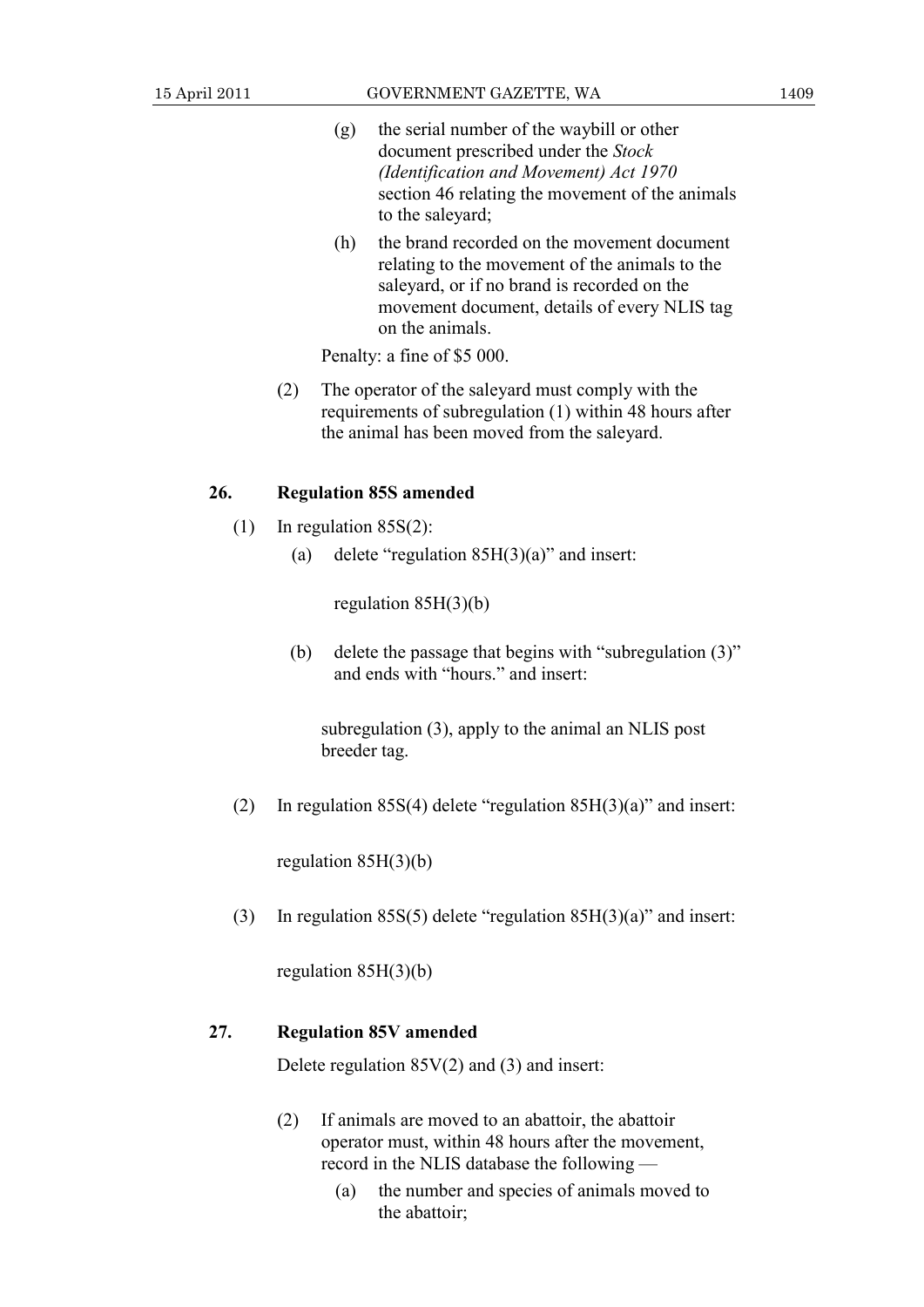(g) the serial number of the waybill or other document prescribed under the *Stock (Identification and Movement) Act 1970* section 46 relating the movement of the animals to the saleyard;

(h) the brand recorded on the movement document relating to the movement of the animals to the saleyard, or if no brand is recorded on the movement document, details of every NLIS tag on the animals.

Penalty: a fine of $5 000.

(2) The operator of the saleyard must comply with the requirements of subregulation (1) within 48 hours after the animal has been moved from the saleyard.

**26. Regulation 85S amended**

(1) In regulation 85S(2):

(a) delete "regulation 85H(3)(a)" and insert:

regulation 85H(3)(b)

(b) delete the passage that begins with "subregulation (3)" and ends with "hours." and insert:

subregulation (3), apply to the animal an NLIS post breeder tag.

(2) In regulation 85S(4) delete "regulation 85H(3)(a)" and insert:

regulation 85H(3)(b)

(3) In regulation 85S(5) delete "regulation 85H(3)(a)" and insert:

regulation 85H(3)(b)

**27. Regulation 85V amended**

Delete regulation 85V(2) and (3) and insert:

(2) If animals are moved to an abattoir, the abattoir operator must, within 48 hours after the movement, record in the NLIS database the following —

(a) the number and species of animals moved to the abattoir;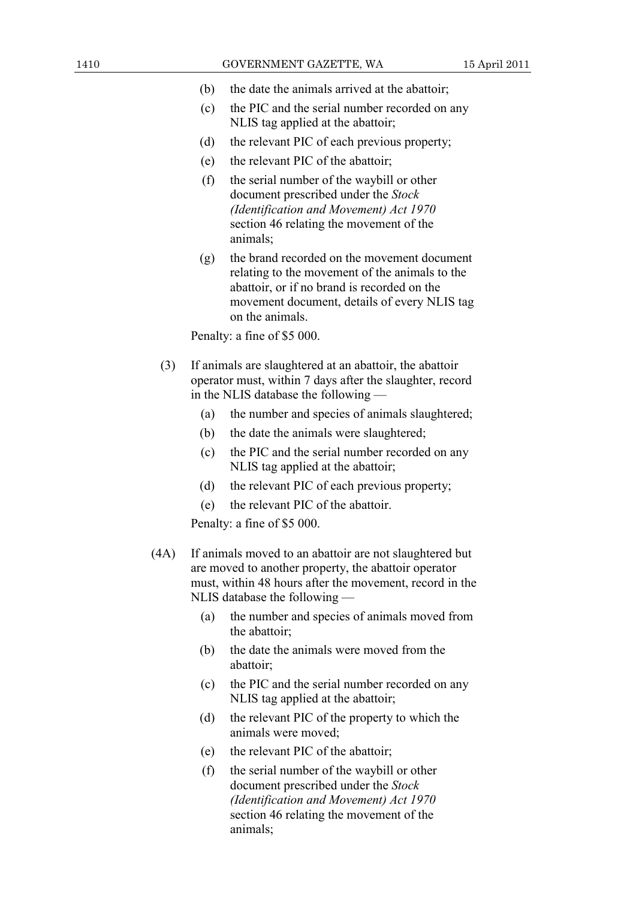(b) the date the animals arrived at the abattoir;

(c) the PIC and the serial number recorded on any NLIS tag applied at the abattoir;

(d) the relevant PIC of each previous property;

(e) the relevant PIC of the abattoir;

(f) the serial number of the waybill or other document prescribed under the *Stock (Identification and Movement) Act 1970* section 46 relating the movement of the animals;

(g) the brand recorded on the movement document relating to the movement of the animals to the abattoir, or if no brand is recorded on the movement document, details of every NLIS tag on the animals.

Penalty: a fine of $5 000.

(3) If animals are slaughtered at an abattoir, the abattoir operator must, within 7 days after the slaughter, record in the NLIS database the following —

(a) the number and species of animals slaughtered;

(b) the date the animals were slaughtered;

(c) the PIC and the serial number recorded on any NLIS tag applied at the abattoir;

(d) the relevant PIC of each previous property;

(e) the relevant PIC of the abattoir.

Penalty: a fine of $5 000.

(4A) If animals moved to an abattoir are not slaughtered but are moved to another property, the abattoir operator must, within 48 hours after the movement, record in the NLIS database the following —

(a) the number and species of animals moved from the abattoir;

(b) the date the animals were moved from the abattoir;

(c) the PIC and the serial number recorded on any NLIS tag applied at the abattoir;

(d) the relevant PIC of the property to which the animals were moved;

(e) the relevant PIC of the abattoir;

(f) the serial number of the waybill or other document prescribed under the *Stock (Identification and Movement) Act 1970* section 46 relating the movement of the animals;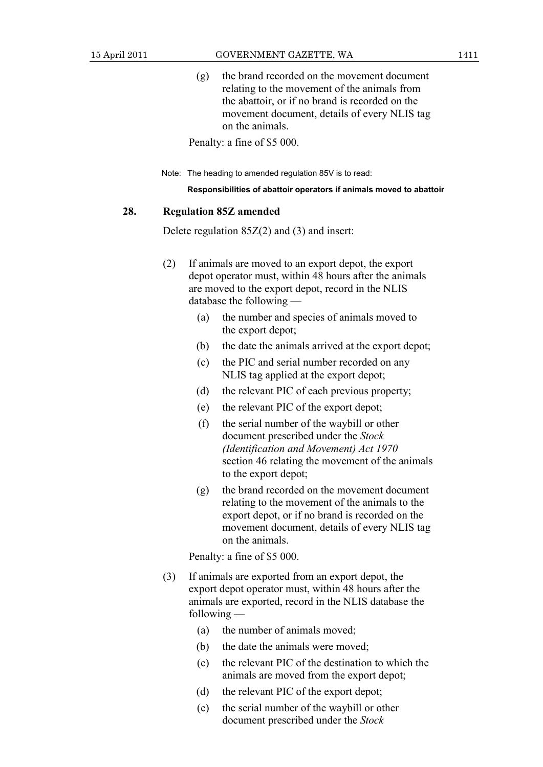(g) the brand recorded on the movement document relating to the movement of the animals from the abattoir, or if no brand is recorded on the movement document, details of every NLIS tag on the animals.

Penalty: a fine of $5 000.

Note: The heading to amended regulation 85V is to read:

**Responsibilities of abattoir operators if animals moved to abattoir**

## 28. Regulation 85Z amended

Delete regulation 85Z(2) and (3) and insert:

(2) If animals are moved to an export depot, the export depot operator must, within 48 hours after the animals are moved to the export depot, record in the NLIS database the following —

(a) the number and species of animals moved to the export depot;

(b) the date the animals arrived at the export depot;

(c) the PIC and serial number recorded on any NLIS tag applied at the export depot;

(d) the relevant PIC of each previous property;

(e) the relevant PIC of the export depot;

(f) the serial number of the waybill or other document prescribed under the *Stock (Identification and Movement) Act 1970* section 46 relating the movement of the animals to the export depot;

(g) the brand recorded on the movement document relating to the movement of the animals to the export depot, or if no brand is recorded on the movement document, details of every NLIS tag on the animals.

Penalty: a fine of $5 000.

(3) If animals are exported from an export depot, the export depot operator must, within 48 hours after the animals are exported, record in the NLIS database the following —

(a) the number of animals moved;

(b) the date the animals were moved;

(c) the relevant PIC of the destination to which the animals are moved from the export depot;

(d) the relevant PIC of the export depot;

(e) the serial number of the waybill or other document prescribed under the *Stock*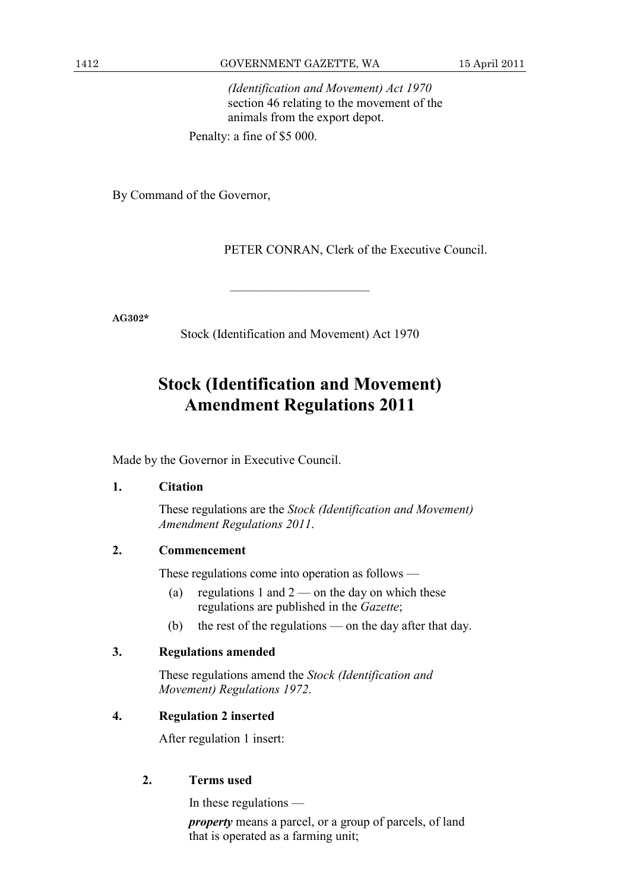*(Identification and Movement) Act 1970* section 46 relating to the movement of the animals from the export depot.

Penalty: a fine of $5 000.

By Command of the Governor,

PETER CONRAN, Clerk of the Executive Council.

---

**AG302***

Stock (Identification and Movement) Act 1970

# Stock (Identification and Movement) Amendment Regulations 2011

Made by the Governor in Executive Council.

**1. Citation**

These regulations are the *Stock (Identification and Movement) Amendment Regulations 2011*.

**2. Commencement**

These regulations come into operation as follows —

(a) regulations 1 and 2 — on the day on which these regulations are published in the *Gazette*;

(b) the rest of the regulations — on the day after that day.

**3. Regulations amended**

These regulations amend the *Stock (Identification and Movement) Regulations 1972*.

**4. Regulation 2 inserted**

After regulation 1 insert:

**2. Terms used**

In these regulations —

***property*** means a parcel, or a group of parcels, of land that is operated as a farming unit;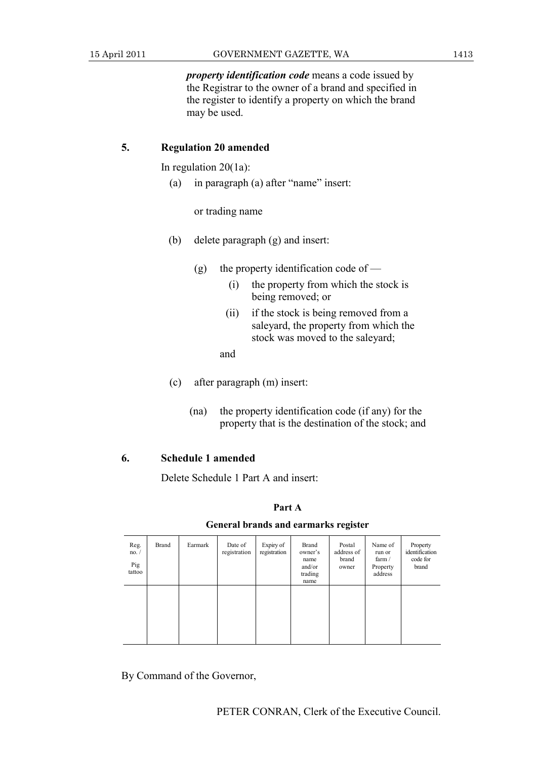***property identification code*** means a code issued by the Registrar to the owner of a brand and specified in the register to identify a property on which the brand may be used.

**5. Regulation 20 amended**

In regulation 20(1a):

(a) in paragraph (a) after "name" insert:

or trading name

(b) delete paragraph (g) and insert:

(g) the property identification code of —

(i) the property from which the stock is being removed; or

(ii) if the stock is being removed from a saleyard, the property from which the stock was moved to the saleyard;

and

(c) after paragraph (m) insert:

(na) the property identification code (if any) for the property that is the destination of the stock; and

**6. Schedule 1 amended**

Delete Schedule 1 Part A and insert:

**Part A**

**General brands and earmarks register**

| Reg. no. / Pig tattoo | Brand | Earmark | Date of registration | Expiry of registration | Brand owner's name and/or trading name | Postal address of brand owner | Name of run or farm / Property address | Property identification code for brand |
|---|---|---|---|---|---|---|---|---|
| | | | | | | | | |

By Command of the Governor,

PETER CONRAN, Clerk of the Executive Council.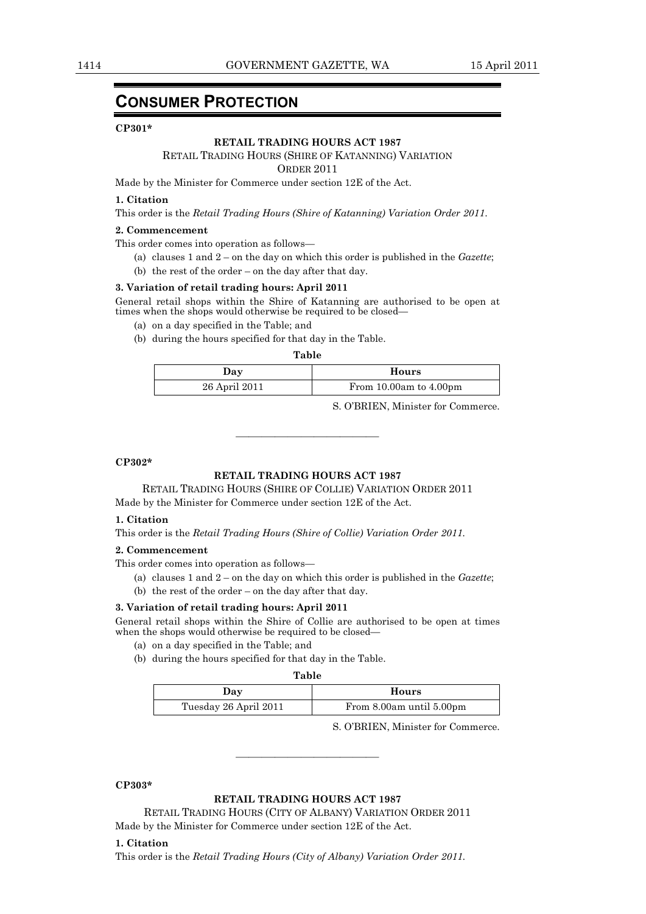# CONSUMER PROTECTION

**CP301***

**RETAIL TRADING HOURS ACT 1987**

RETAIL TRADING HOURS (SHIRE OF KATANNING) VARIATION ORDER 2011

Made by the Minister for Commerce under section 12E of the Act.

**1. Citation**

This order is the *Retail Trading Hours (Shire of Katanning) Variation Order 2011*.

**2. Commencement**

This order comes into operation as follows—

(a) clauses 1 and 2 – on the day on which this order is published in the *Gazette*;

(b) the rest of the order – on the day after that day.

**3. Variation of retail trading hours: April 2011**

General retail shops within the Shire of Katanning are authorised to be open at times when the shops would otherwise be required to be closed—

(a) on a day specified in the Table; and

(b) during the hours specified for that day in the Table.

**Table**

| Day | Hours |
|---|---|
| 26 April 2011 | From 10.00am to 4.00pm |

S. O'BRIEN, Minister for Commerce.

---

**CP302***

**RETAIL TRADING HOURS ACT 1987**

RETAIL TRADING HOURS (SHIRE OF COLLIE) VARIATION ORDER 2011

Made by the Minister for Commerce under section 12E of the Act.

**1. Citation**

This order is the *Retail Trading Hours (Shire of Collie) Variation Order 2011*.

**2. Commencement**

This order comes into operation as follows—

(a) clauses 1 and 2 – on the day on which this order is published in the *Gazette*;

(b) the rest of the order – on the day after that day.

**3. Variation of retail trading hours: April 2011**

General retail shops within the Shire of Collie are authorised to be open at times when the shops would otherwise be required to be closed—

(a) on a day specified in the Table; and

(b) during the hours specified for that day in the Table.

**Table**

| Day | Hours |
|---|---|
| Tuesday 26 April 2011 | From 8.00am until 5.00pm |

S. O'BRIEN, Minister for Commerce.

---

**CP303***

**RETAIL TRADING HOURS ACT 1987**

RETAIL TRADING HOURS (CITY OF ALBANY) VARIATION ORDER 2011

Made by the Minister for Commerce under section 12E of the Act.

**1. Citation**

This order is the *Retail Trading Hours (City of Albany) Variation Order 2011*.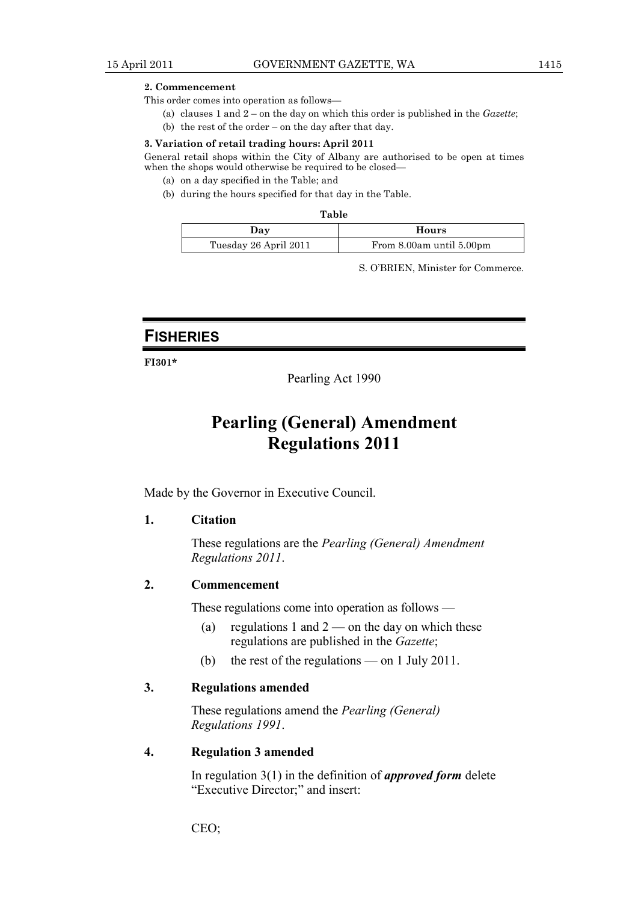**2. Commencement**

This order comes into operation as follows—

(a) clauses 1 and 2 – on the day on which this order is published in the *Gazette*;

(b) the rest of the order – on the day after that day.

**3. Variation of retail trading hours: April 2011**

General retail shops within the City of Albany are authorised to be open at times when the shops would otherwise be required to be closed—

(a) on a day specified in the Table; and

(b) during the hours specified for that day in the Table.

**Table**

| Day | Hours |
|---|---|
| Tuesday 26 April 2011 | From 8.00am until 5.00pm |

S. O'BRIEN, Minister for Commerce.

## FISHERIES

**FI301***

Pearling Act 1990

# Pearling (General) Amendment Regulations 2011

Made by the Governor in Executive Council.

**1. Citation**

These regulations are the *Pearling (General) Amendment Regulations 2011*.

**2. Commencement**

These regulations come into operation as follows —

(a) regulations 1 and 2 — on the day on which these regulations are published in the *Gazette*;

(b) the rest of the regulations — on 1 July 2011.

**3. Regulations amended**

These regulations amend the *Pearling (General) Regulations 1991*.

**4. Regulation 3 amended**

In regulation 3(1) in the definition of ***approved form*** delete "Executive Director;" and insert:

CEO;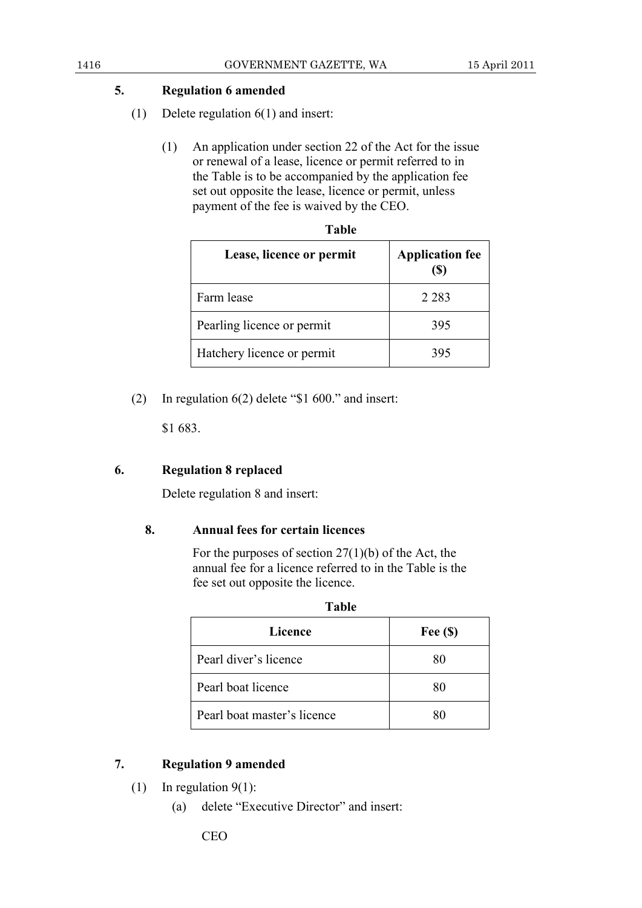**5. Regulation 6 amended**

(1) Delete regulation 6(1) and insert:

> (1) An application under section 22 of the Act for the issue or renewal of a lease, licence or permit referred to in the Table is to be accompanied by the application fee set out opposite the lease, licence or permit, unless payment of the fee is waived by the CEO.
>
> **Table**
>
> | Lease, licence or permit | Application fee ($) |
> | --- | --- |
> | Farm lease | 2 283 |
> | Pearling licence or permit | 395 |
> | Hatchery licence or permit | 395 |

(2) In regulation 6(2) delete "$1 600." and insert:

> $1 683.

**6. Regulation 8 replaced**

Delete regulation 8 and insert:

> **8. Annual fees for certain licences**
>
> For the purposes of section 27(1)(b) of the Act, the annual fee for a licence referred to in the Table is the fee set out opposite the licence.
>
> **Table**
>
> | Licence | Fee ($) |
> | --- | --- |
> | Pearl diver's licence | 80 |
> | Pearl boat licence | 80 |
> | Pearl boat master's licence | 80 |

**7. Regulation 9 amended**

(1) In regulation 9(1):

(a) delete "Executive Director" and insert:

> CEO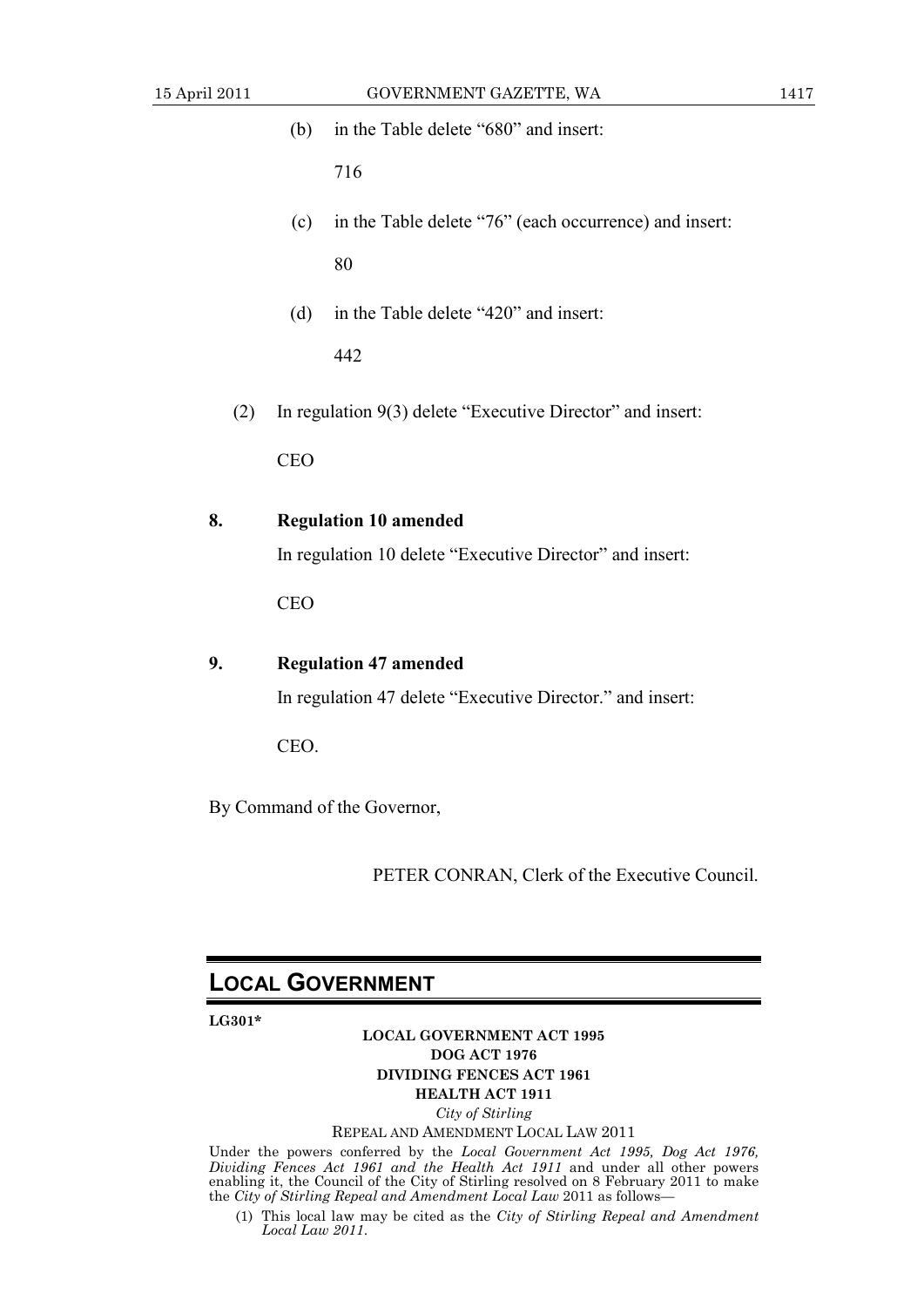(b) in the Table delete "680" and insert:

716

(c) in the Table delete "76" (each occurrence) and insert:

80

(d) in the Table delete "420" and insert:

442

(2) In regulation 9(3) delete "Executive Director" and insert:

CEO

**8. Regulation 10 amended**

In regulation 10 delete "Executive Director" and insert:

CEO

**9. Regulation 47 amended**

In regulation 47 delete "Executive Director." and insert:

CEO.

By Command of the Governor,

PETER CONRAN, Clerk of the Executive Council.

## LOCAL GOVERNMENT

**LG301***

**LOCAL GOVERNMENT ACT 1995**
**DOG ACT 1976**
**DIVIDING FENCES ACT 1961**
**HEALTH ACT 1911**

*City of Stirling*

REPEAL AND AMENDMENT LOCAL LAW 2011

Under the powers conferred by the *Local Government Act 1995, Dog Act 1976, Dividing Fences Act 1961 and the Health Act 1911* and under all other powers enabling it, the Council of the City of Stirling resolved on 8 February 2011 to make the *City of Stirling Repeal and Amendment Local Law* 2011 as follows—

(1) This local law may be cited as the *City of Stirling Repeal and Amendment Local Law 2011*.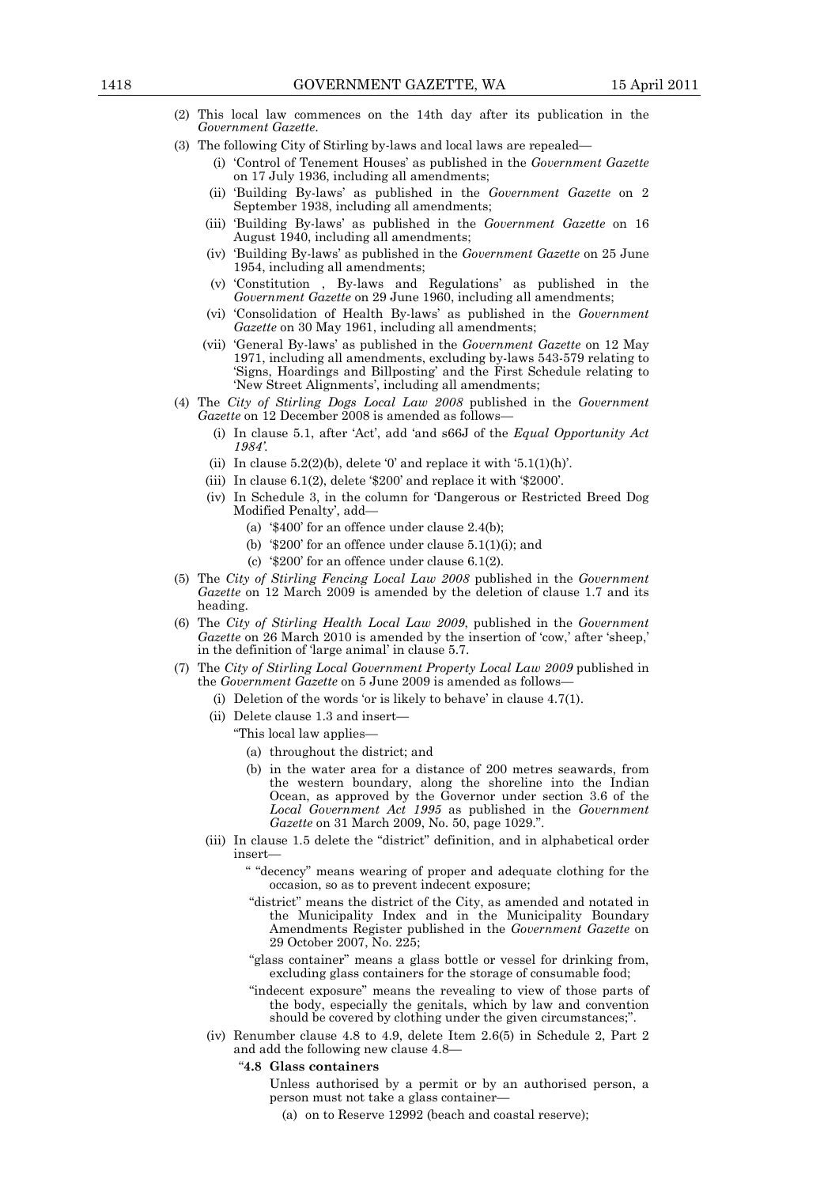(2) This local law commences on the 14th day after its publication in the *Government Gazette*.

(3) The following City of Stirling by-laws and local laws are repealed—

- (i) 'Control of Tenement Houses' as published in the *Government Gazette* on 17 July 1936, including all amendments;
- (ii) 'Building By-laws' as published in the *Government Gazette* on 2 September 1938, including all amendments;
- (iii) 'Building By-laws' as published in the *Government Gazette* on 16 August 1940, including all amendments;
- (iv) 'Building By-laws' as published in the *Government Gazette* on 25 June 1954, including all amendments;
- (v) 'Constitution , By-laws and Regulations' as published in the *Government Gazette* on 29 June 1960, including all amendments;
- (vi) 'Consolidation of Health By-laws' as published in the *Government Gazette* on 30 May 1961, including all amendments;
- (vii) 'General By-laws' as published in the *Government Gazette* on 12 May 1971, including all amendments, excluding by-laws 543-579 relating to 'Signs, Hoardings and Billposting' and the First Schedule relating to 'New Street Alignments', including all amendments;

(4) The *City of Stirling Dogs Local Law 2008* published in the *Government Gazette* on 12 December 2008 is amended as follows—

- (i) In clause 5.1, after 'Act', add 'and s66J of the *Equal Opportunity Act 1984*'.
- (ii) In clause 5.2(2)(b), delete '0' and replace it with '5.1(1)(h)'.
- (iii) In clause 6.1(2), delete '$200' and replace it with '$2000'.
- (iv) In Schedule 3, in the column for 'Dangerous or Restricted Breed Dog Modified Penalty', add—
  - (a) '$400' for an offence under clause 2.4(b);
  - (b) '$200' for an offence under clause 5.1(1)(i); and
  - (c) '$200' for an offence under clause 6.1(2).

(5) The *City of Stirling Fencing Local Law 2008* published in the *Government Gazette* on 12 March 2009 is amended by the deletion of clause 1.7 and its heading.

(6) The *City of Stirling Health Local Law 2009*, published in the *Government Gazette* on 26 March 2010 is amended by the insertion of 'cow,' after 'sheep,' in the definition of 'large animal' in clause 5.7.

(7) The *City of Stirling Local Government Property Local Law 2009* published in the *Government Gazette* on 5 June 2009 is amended as follows—

- (i) Deletion of the words 'or is likely to behave' in clause 4.7(1).
- (ii) Delete clause 1.3 and insert—

  "This local law applies—

  - (a) throughout the district; and
  - (b) in the water area for a distance of 200 metres seawards, from the western boundary, along the shoreline into the Indian Ocean, as approved by the Governor under section 3.6 of the *Local Government Act 1995* as published in the *Government Gazette* on 31 March 2009, No. 50, page 1029.".

- (iii) In clause 1.5 delete the "district" definition, and in alphabetical order insert—

  " "decency" means wearing of proper and adequate clothing for the occasion, so as to prevent indecent exposure;

  "district" means the district of the City, as amended and notated in the Municipality Index and in the Municipality Boundary Amendments Register published in the *Government Gazette* on 29 October 2007, No. 225;

  "glass container" means a glass bottle or vessel for drinking from, excluding glass containers for the storage of consumable food;

  "indecent exposure" means the revealing to view of those parts of the body, especially the genitals, which by law and convention should be covered by clothing under the given circumstances;".

- (iv) Renumber clause 4.8 to 4.9, delete Item 2.6(5) in Schedule 2, Part 2 and add the following new clause 4.8—

  "**4.8 Glass containers**

  Unless authorised by a permit or by an authorised person, a person must not take a glass container—

  - (a) on to Reserve 12992 (beach and coastal reserve);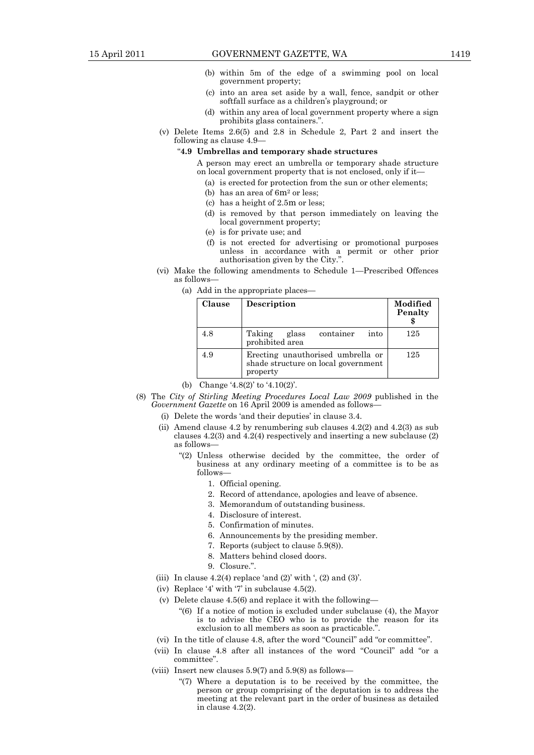(b) within 5m of the edge of a swimming pool on local government property;

(c) into an area set aside by a wall, fence, sandpit or other softfall surface as a children's playground; or

(d) within any area of local government property where a sign prohibits glass containers.".

(v) Delete Items 2.6(5) and 2.8 in Schedule 2, Part 2 and insert the following as clause 4.9—

"**4.9 Umbrellas and temporary shade structures**

A person may erect an umbrella or temporary shade structure on local government property that is not enclosed, only if it—

(a) is erected for protection from the sun or other elements;

(b) has an area of $6m^2$ or less;

(c) has a height of 2.5m or less;

(d) is removed by that person immediately on leaving the local government property;

(e) is for private use; and

(f) is not erected for advertising or promotional purposes unless in accordance with a permit or other prior authorisation given by the City.".

(vi) Make the following amendments to Schedule 1—Prescribed Offences as follows—

(a) Add in the appropriate places—

| Clause | Description | Modified Penalty $ |
|---|---|---|
| 4.8 | Taking glass container into prohibited area | 125 |
| 4.9 | Erecting unauthorised umbrella or shade structure on local government property | 125 |

(b) Change '4.8(2)' to '4.10(2)'.

(8) The *City of Stirling Meeting Procedures Local Law 2009* published in the *Government Gazette* on 16 April 2009 is amended as follows—

(i) Delete the words 'and their deputies' in clause 3.4.

(ii) Amend clause 4.2 by renumbering sub clauses 4.2(2) and 4.2(3) as sub clauses 4.2(3) and 4.2(4) respectively and inserting a new subclause (2) as follows—

"(2) Unless otherwise decided by the committee, the order of business at any ordinary meeting of a committee is to be as follows—

1. Official opening.
2. Record of attendance, apologies and leave of absence.
3. Memorandum of outstanding business.
4. Disclosure of interest.
5. Confirmation of minutes.
6. Announcements by the presiding member.
7. Reports (subject to clause 5.9(8)).
8. Matters behind closed doors.
9. Closure.".

(iii) In clause 4.2(4) replace 'and (2)' with ', (2) and (3)'.

(iv) Replace '4' with '7' in subclause 4.5(2).

(v) Delete clause 4.5(6) and replace it with the following—

"(6) If a notice of motion is excluded under subclause (4), the Mayor is to advise the CEO who is to provide the reason for its exclusion to all members as soon as practicable.".

(vi) In the title of clause 4.8, after the word "Council" add "or committee".

(vii) In clause 4.8 after all instances of the word "Council" add "or a committee".

(viii) Insert new clauses 5.9(7) and 5.9(8) as follows—

"(7) Where a deputation is to be received by the committee, the person or group comprising of the deputation is to address the meeting at the relevant part in the order of business as detailed in clause 4.2(2).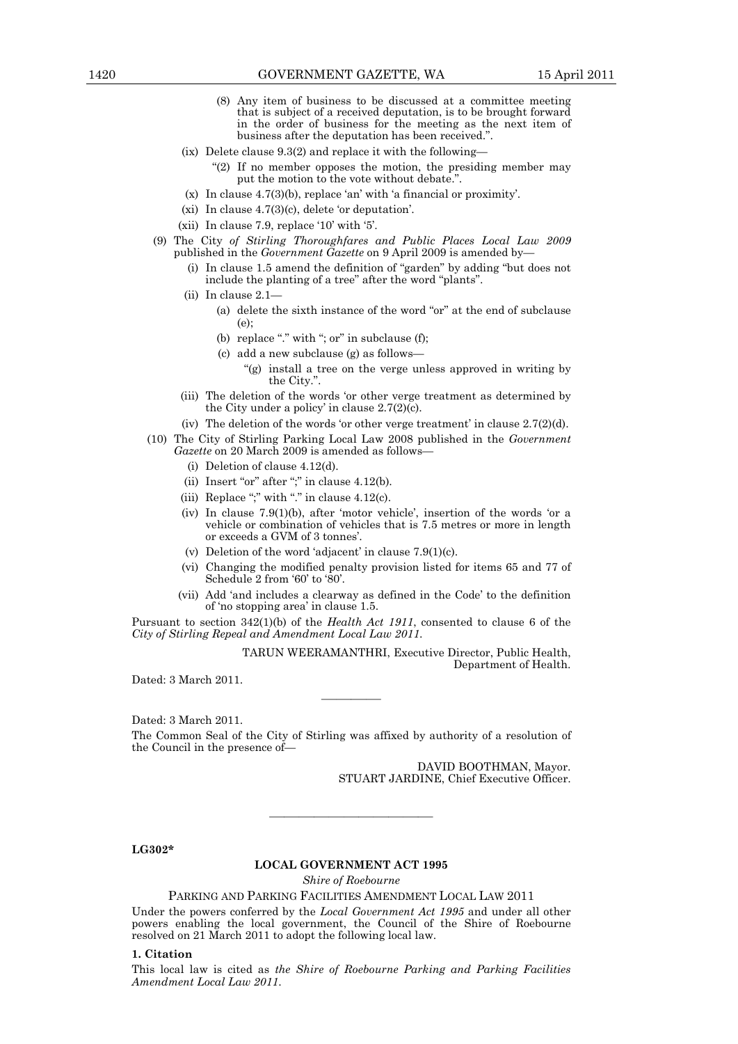(8) Any item of business to be discussed at a committee meeting that is subject of a received deputation, is to be brought forward in the order of business for the meeting as the next item of business after the deputation has been received.".

(ix) Delete clause 9.3(2) and replace it with the following—

"(2) If no member opposes the motion, the presiding member may put the motion to the vote without debate.".

(x) In clause 4.7(3)(b), replace 'an' with 'a financial or proximity'.

(xi) In clause 4.7(3)(c), delete 'or deputation'.

(xii) In clause 7.9, replace '10' with '5'.

(9) The City *of Stirling Thoroughfares and Public Places Local Law 2009* published in the *Government Gazette* on 9 April 2009 is amended by—

(i) In clause 1.5 amend the definition of "garden" by adding "but does not include the planting of a tree" after the word "plants".

(ii) In clause 2.1—

(a) delete the sixth instance of the word "or" at the end of subclause (e);

(b) replace "." with "; or" in subclause (f);

(c) add a new subclause (g) as follows—

"(g) install a tree on the verge unless approved in writing by the City.".

(iii) The deletion of the words 'or other verge treatment as determined by the City under a policy' in clause 2.7(2)(c).

(iv) The deletion of the words 'or other verge treatment' in clause 2.7(2)(d).

(10) The City of Stirling Parking Local Law 2008 published in the *Government Gazette* on 20 March 2009 is amended as follows—

(i) Deletion of clause 4.12(d).

(ii) Insert "or" after ";" in clause 4.12(b).

(iii) Replace ";" with "." in clause 4.12(c).

(iv) In clause 7.9(1)(b), after 'motor vehicle', insertion of the words 'or a vehicle or combination of vehicles that is 7.5 metres or more in length or exceeds a GVM of 3 tonnes'.

(v) Deletion of the word 'adjacent' in clause 7.9(1)(c).

(vi) Changing the modified penalty provision listed for items 65 and 77 of Schedule 2 from '60' to '80'.

(vii) Add 'and includes a clearway as defined in the Code' to the definition of 'no stopping area' in clause 1.5.

Pursuant to section 342(1)(b) of the *Health Act 1911*, consented to clause 6 of the *City of Stirling Repeal and Amendment Local Law 2011*.

TARUN WEERAMANTHRI, Executive Director, Public Health, Department of Health.

Dated: 3 March 2011.

---

Dated: 3 March 2011.

The Common Seal of the City of Stirling was affixed by authority of a resolution of the Council in the presence of—

DAVID BOOTHMAN, Mayor.
STUART JARDINE, Chief Executive Officer.

---

**LG302***

## LOCAL GOVERNMENT ACT 1995

*Shire of Roebourne*

PARKING AND PARKING FACILITIES AMENDMENT LOCAL LAW 2011

Under the powers conferred by the *Local Government Act 1995* and under all other powers enabling the local government, the Council of the Shire of Roebourne resolved on 21 March 2011 to adopt the following local law.

**1. Citation**

This local law is cited as *the Shire of Roebourne Parking and Parking Facilities Amendment Local Law 2011*.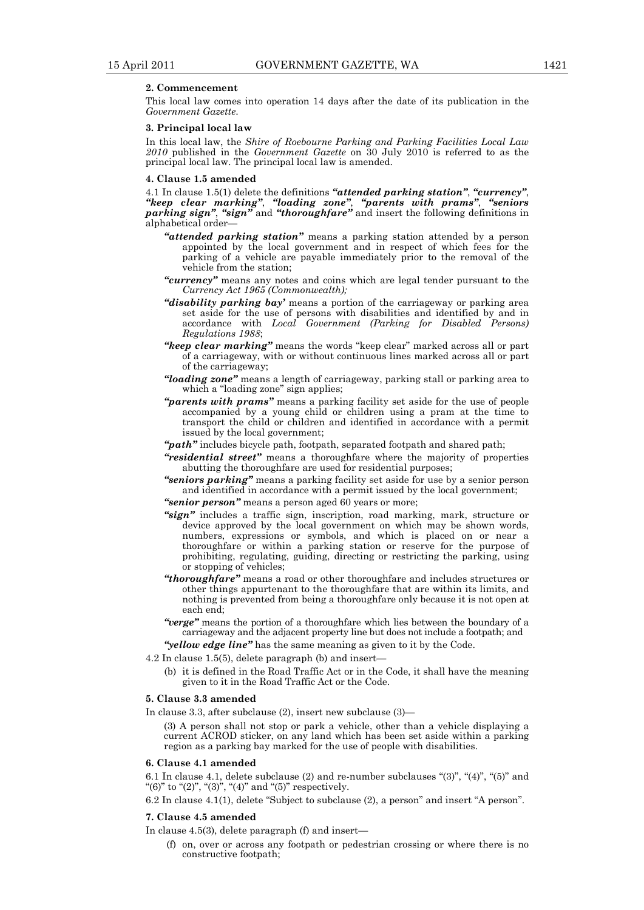**2. Commencement**

This local law comes into operation 14 days after the date of its publication in the *Government Gazette*.

**3. Principal local law**

In this local law, the *Shire of Roebourne Parking and Parking Facilities Local Law 2010* published in the *Government Gazette* on 30 July 2010 is referred to as the principal local law. The principal local law is amended.

**4. Clause 1.5 amended**

4.1 In clause 1.5(1) delete the definitions ***"attended parking station"***, ***"currency"***, ***"keep clear marking"***, ***"loading zone"***, ***"parents with prams"***, ***"seniors parking sign"***, ***"sign"*** and ***"thoroughfare"*** and insert the following definitions in alphabetical order—

> ***"attended parking station"*** means a parking station attended by a person appointed by the local government and in respect of which fees for the parking of a vehicle are payable immediately prior to the removal of the vehicle from the station;
>
> ***"currency"*** means any notes and coins which are legal tender pursuant to the *Currency Act 1965 (Commonwealth);*
>
> ***"disability parking bay'*** means a portion of the carriageway or parking area set aside for the use of persons with disabilities and identified by and in accordance with *Local Government (Parking for Disabled Persons) Regulations 1988*;
>
> ***"keep clear marking"*** means the words "keep clear" marked across all or part of a carriageway, with or without continuous lines marked across all or part of the carriageway;
>
> ***"loading zone"*** means a length of carriageway, parking stall or parking area to which a "loading zone" sign applies;
>
> ***"parents with prams"*** means a parking facility set aside for the use of people accompanied by a young child or children using a pram at the time to transport the child or children and identified in accordance with a permit issued by the local government;
>
> ***"path"*** includes bicycle path, footpath, separated footpath and shared path;
>
> ***"residential street"*** means a thoroughfare where the majority of properties abutting the thoroughfare are used for residential purposes;
>
> ***"seniors parking"*** means a parking facility set aside for use by a senior person and identified in accordance with a permit issued by the local government;
>
> ***"senior person"*** means a person aged 60 years or more;
>
> ***"sign"*** includes a traffic sign, inscription, road marking, mark, structure or device approved by the local government on which may be shown words, numbers, expressions or symbols, and which is placed on or near a thoroughfare or within a parking station or reserve for the purpose of prohibiting, regulating, guiding, directing or restricting the parking, using or stopping of vehicles;
>
> ***"thoroughfare"*** means a road or other thoroughfare and includes structures or other things appurtenant to the thoroughfare that are within its limits, and nothing is prevented from being a thoroughfare only because it is not open at each end;
>
> ***"verge"*** means the portion of a thoroughfare which lies between the boundary of a carriageway and the adjacent property line but does not include a footpath; and
>
> ***"yellow edge line"*** has the same meaning as given to it by the Code.

4.2 In clause 1.5(5), delete paragraph (b) and insert—

> (b) it is defined in the Road Traffic Act or in the Code, it shall have the meaning given to it in the Road Traffic Act or the Code.

**5. Clause 3.3 amended**

In clause 3.3, after subclause (2), insert new subclause (3)—

> (3) A person shall not stop or park a vehicle, other than a vehicle displaying a current ACROD sticker, on any land which has been set aside within a parking region as a parking bay marked for the use of people with disabilities.

**6. Clause 4.1 amended**

6.1 In clause 4.1, delete subclause (2) and re-number subclauses "(3)", "(4)", "(5)" and "(6)" to "(2)", "(3)", "(4)" and "(5)" respectively.

6.2 In clause 4.1(1), delete "Subject to subclause (2), a person" and insert "A person".

**7. Clause 4.5 amended**

In clause 4.5(3), delete paragraph (f) and insert—

> (f) on, over or across any footpath or pedestrian crossing or where there is no constructive footpath;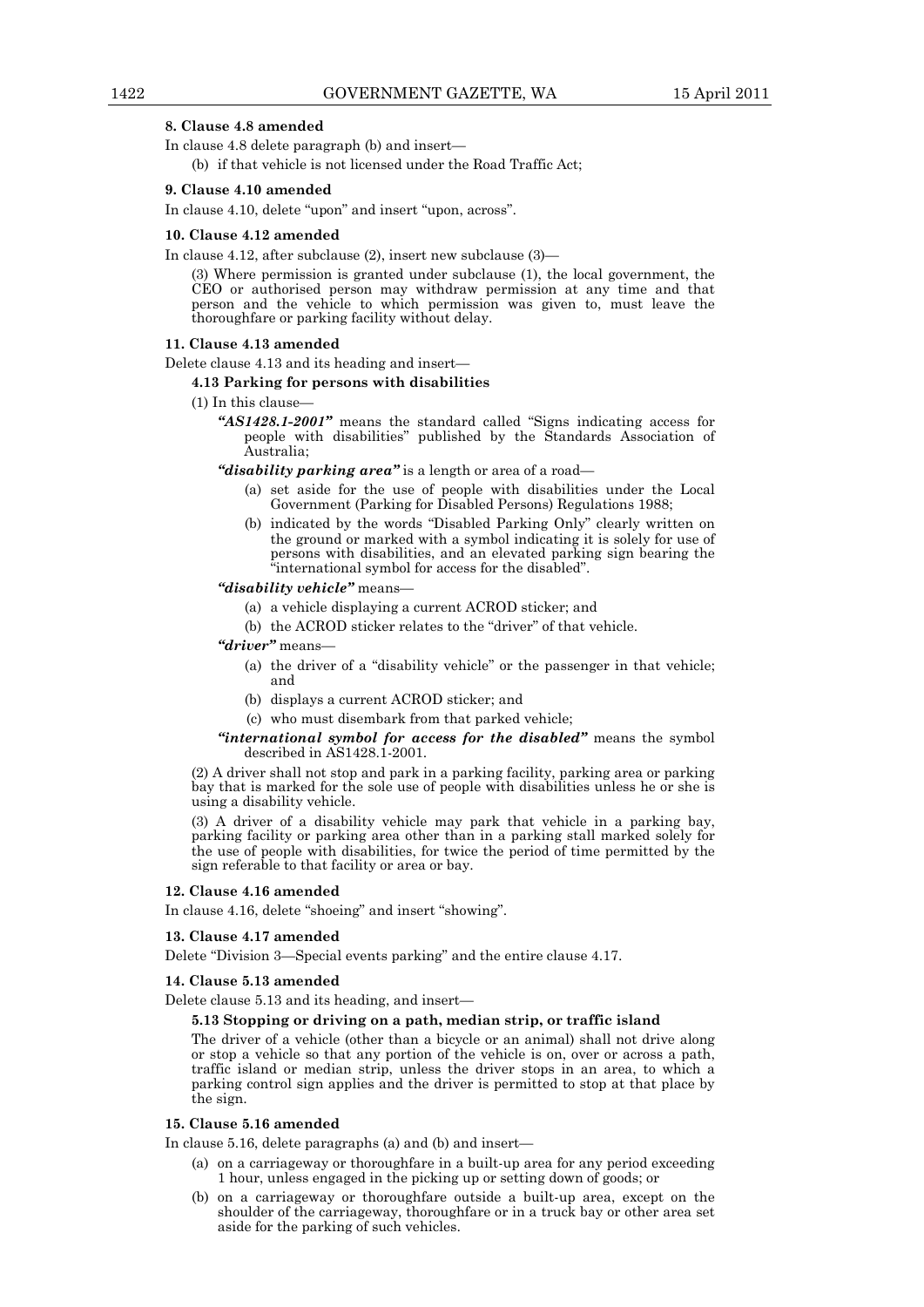**8. Clause 4.8 amended**

In clause 4.8 delete paragraph (b) and insert—

(b) if that vehicle is not licensed under the Road Traffic Act;

**9. Clause 4.10 amended**

In clause 4.10, delete "upon" and insert "upon, across".

**10. Clause 4.12 amended**

In clause 4.12, after subclause (2), insert new subclause (3)—

(3) Where permission is granted under subclause (1), the local government, the CEO or authorised person may withdraw permission at any time and that person and the vehicle to which permission was given to, must leave the thoroughfare or parking facility without delay.

**11. Clause 4.13 amended**

Delete clause 4.13 and its heading and insert—

**4.13 Parking for persons with disabilities**

(1) In this clause—

***"AS1428.1-2001"*** means the standard called "Signs indicating access for people with disabilities" published by the Standards Association of Australia;

***"disability parking area"*** is a length or area of a road—

(a) set aside for the use of people with disabilities under the Local Government (Parking for Disabled Persons) Regulations 1988;

(b) indicated by the words "Disabled Parking Only" clearly written on the ground or marked with a symbol indicating it is solely for use of persons with disabilities, and an elevated parking sign bearing the "international symbol for access for the disabled".

***"disability vehicle"*** means—

(a) a vehicle displaying a current ACROD sticker; and

(b) the ACROD sticker relates to the "driver" of that vehicle.

***"driver"*** means—

(a) the driver of a "disability vehicle" or the passenger in that vehicle; and

(b) displays a current ACROD sticker; and

(c) who must disembark from that parked vehicle;

***"international symbol for access for the disabled"*** means the symbol described in AS1428.1-2001.

(2) A driver shall not stop and park in a parking facility, parking area or parking bay that is marked for the sole use of people with disabilities unless he or she is using a disability vehicle.

(3) A driver of a disability vehicle may park that vehicle in a parking bay, parking facility or parking area other than in a parking stall marked solely for the use of people with disabilities, for twice the period of time permitted by the sign referable to that facility or area or bay.

**12. Clause 4.16 amended**

In clause 4.16, delete "shoeing" and insert "showing".

**13. Clause 4.17 amended**

Delete "Division 3—Special events parking" and the entire clause 4.17.

**14. Clause 5.13 amended**

Delete clause 5.13 and its heading, and insert—

**5.13 Stopping or driving on a path, median strip, or traffic island**

The driver of a vehicle (other than a bicycle or an animal) shall not drive along or stop a vehicle so that any portion of the vehicle is on, over or across a path, traffic island or median strip, unless the driver stops in an area, to which a parking control sign applies and the driver is permitted to stop at that place by the sign.

**15. Clause 5.16 amended**

In clause 5.16, delete paragraphs (a) and (b) and insert—

(a) on a carriageway or thoroughfare in a built-up area for any period exceeding 1 hour, unless engaged in the picking up or setting down of goods; or

(b) on a carriageway or thoroughfare outside a built-up area, except on the shoulder of the carriageway, thoroughfare or in a truck bay or other area set aside for the parking of such vehicles.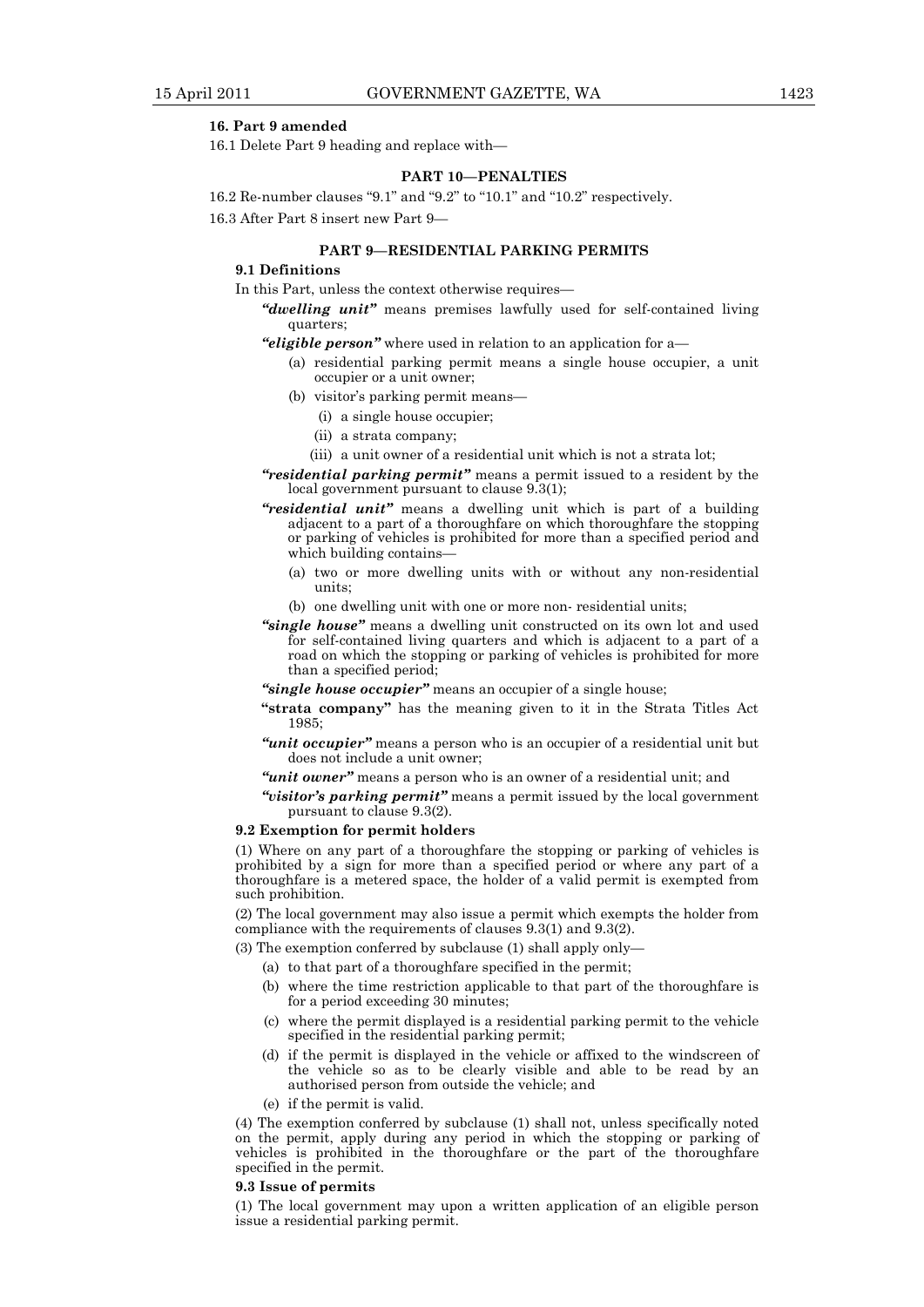**16. Part 9 amended**

16.1 Delete Part 9 heading and replace with—

**PART 10—PENALTIES**

16.2 Re-number clauses "9.1" and "9.2" to "10.1" and "10.2" respectively.

16.3 After Part 8 insert new Part 9—

**PART 9—RESIDENTIAL PARKING PERMITS**

**9.1 Definitions**

In this Part, unless the context otherwise requires—

***"dwelling unit"*** means premises lawfully used for self-contained living quarters;

***"eligible person"*** where used in relation to an application for a—

(a) residential parking permit means a single house occupier, a unit occupier or a unit owner;

(b) visitor's parking permit means—

(i) a single house occupier;

(ii) a strata company;

(iii) a unit owner of a residential unit which is not a strata lot;

***"residential parking permit"*** means a permit issued to a resident by the local government pursuant to clause 9.3(1);

***"residential unit"*** means a dwelling unit which is part of a building adjacent to a part of a thoroughfare on which thoroughfare the stopping or parking of vehicles is prohibited for more than a specified period and which building contains—

(a) two or more dwelling units with or without any non-residential units;

(b) one dwelling unit with one or more non- residential units;

***"single house"*** means a dwelling unit constructed on its own lot and used for self-contained living quarters and which is adjacent to a part of a road on which the stopping or parking of vehicles is prohibited for more than a specified period;

***"single house occupier"*** means an occupier of a single house;

**"strata company"** has the meaning given to it in the Strata Titles Act 1985;

***"unit occupier"*** means a person who is an occupier of a residential unit but does not include a unit owner;

***"unit owner"*** means a person who is an owner of a residential unit; and

***"visitor's parking permit"*** means a permit issued by the local government pursuant to clause 9.3(2).

**9.2 Exemption for permit holders**

(1) Where on any part of a thoroughfare the stopping or parking of vehicles is prohibited by a sign for more than a specified period or where any part of a thoroughfare is a metered space, the holder of a valid permit is exempted from such prohibition.

(2) The local government may also issue a permit which exempts the holder from compliance with the requirements of clauses 9.3(1) and 9.3(2).

(3) The exemption conferred by subclause (1) shall apply only—

(a) to that part of a thoroughfare specified in the permit;

(b) where the time restriction applicable to that part of the thoroughfare is for a period exceeding 30 minutes;

(c) where the permit displayed is a residential parking permit to the vehicle specified in the residential parking permit;

(d) if the permit is displayed in the vehicle or affixed to the windscreen of the vehicle so as to be clearly visible and able to be read by an authorised person from outside the vehicle; and

(e) if the permit is valid.

(4) The exemption conferred by subclause (1) shall not, unless specifically noted on the permit, apply during any period in which the stopping or parking of vehicles is prohibited in the thoroughfare or the part of the thoroughfare specified in the permit.

**9.3 Issue of permits**

(1) The local government may upon a written application of an eligible person issue a residential parking permit.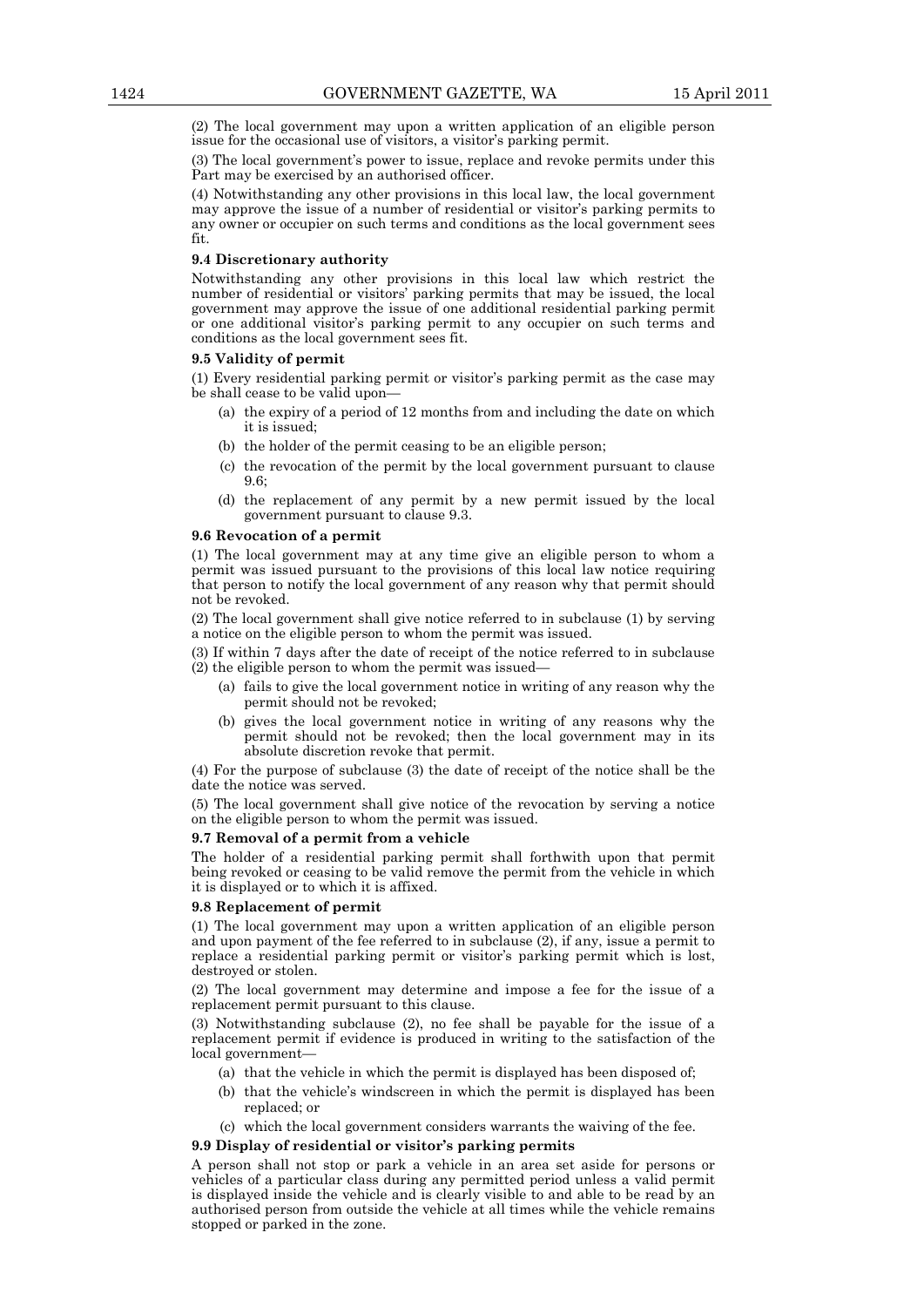(2) The local government may upon a written application of an eligible person issue for the occasional use of visitors, a visitor's parking permit.

(3) The local government's power to issue, replace and revoke permits under this Part may be exercised by an authorised officer.

(4) Notwithstanding any other provisions in this local law, the local government may approve the issue of a number of residential or visitor's parking permits to any owner or occupier on such terms and conditions as the local government sees fit.

**9.4 Discretionary authority**

Notwithstanding any other provisions in this local law which restrict the number of residential or visitors' parking permits that may be issued, the local government may approve the issue of one additional residential parking permit or one additional visitor's parking permit to any occupier on such terms and conditions as the local government sees fit.

**9.5 Validity of permit**

(1) Every residential parking permit or visitor's parking permit as the case may be shall cease to be valid upon—

- (a) the expiry of a period of 12 months from and including the date on which it is issued;
- (b) the holder of the permit ceasing to be an eligible person;
- (c) the revocation of the permit by the local government pursuant to clause 9.6;
- (d) the replacement of any permit by a new permit issued by the local government pursuant to clause 9.3.

**9.6 Revocation of a permit**

(1) The local government may at any time give an eligible person to whom a permit was issued pursuant to the provisions of this local law notice requiring that person to notify the local government of any reason why that permit should not be revoked.

(2) The local government shall give notice referred to in subclause (1) by serving a notice on the eligible person to whom the permit was issued.

(3) If within 7 days after the date of receipt of the notice referred to in subclause (2) the eligible person to whom the permit was issued—

- (a) fails to give the local government notice in writing of any reason why the permit should not be revoked;
- (b) gives the local government notice in writing of any reasons why the permit should not be revoked; then the local government may in its absolute discretion revoke that permit.

(4) For the purpose of subclause (3) the date of receipt of the notice shall be the date the notice was served.

(5) The local government shall give notice of the revocation by serving a notice on the eligible person to whom the permit was issued.

**9.7 Removal of a permit from a vehicle**

The holder of a residential parking permit shall forthwith upon that permit being revoked or ceasing to be valid remove the permit from the vehicle in which it is displayed or to which it is affixed.

**9.8 Replacement of permit**

(1) The local government may upon a written application of an eligible person and upon payment of the fee referred to in subclause (2), if any, issue a permit to replace a residential parking permit or visitor's parking permit which is lost, destroyed or stolen.

(2) The local government may determine and impose a fee for the issue of a replacement permit pursuant to this clause.

(3) Notwithstanding subclause (2), no fee shall be payable for the issue of a replacement permit if evidence is produced in writing to the satisfaction of the local government—

- (a) that the vehicle in which the permit is displayed has been disposed of;
- (b) that the vehicle's windscreen in which the permit is displayed has been replaced; or
- (c) which the local government considers warrants the waiving of the fee.

**9.9 Display of residential or visitor's parking permits**

A person shall not stop or park a vehicle in an area set aside for persons or vehicles of a particular class during any permitted period unless a valid permit is displayed inside the vehicle and is clearly visible to and able to be read by an authorised person from outside the vehicle at all times while the vehicle remains stopped or parked in the zone.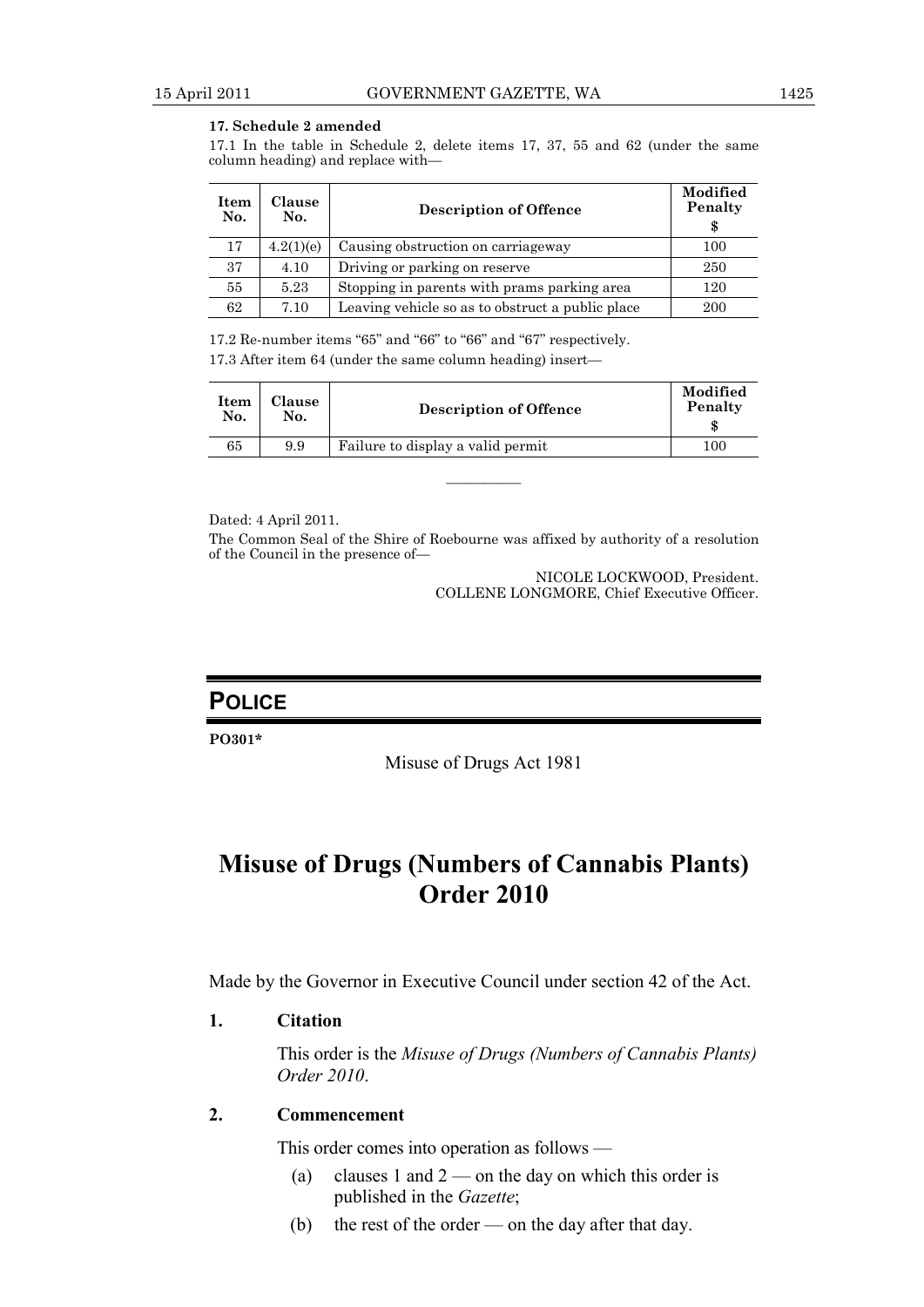**17. Schedule 2 amended**

17.1 In the table in Schedule 2, delete items 17, 37, 55 and 62 (under the same column heading) and replace with—

| Item No. | Clause No. | Description of Offence | Modified Penalty $ |
|---|---|---|---|
| 17 | 4.2(1)(e) | Causing obstruction on carriageway | 100 |
| 37 | 4.10 | Driving or parking on reserve | 250 |
| 55 | 5.23 | Stopping in parents with prams parking area | 120 |
| 62 | 7.10 | Leaving vehicle so as to obstruct a public place | 200 |

17.2 Re-number items "65" and "66" to "66" and "67" respectively.

17.3 After item 64 (under the same column heading) insert—

| Item No. | Clause No. | Description of Offence | Modified Penalty $ |
|---|---|---|---|
| 65 | 9.9 | Failure to display a valid permit | 100 |

———————

Dated: 4 April 2011.

The Common Seal of the Shire of Roebourne was affixed by authority of a resolution of the Council in the presence of—

NICOLE LOCKWOOD, President.
COLLENE LONGMORE, Chief Executive Officer.

## POLICE

**PO301***

Misuse of Drugs Act 1981

# Misuse of Drugs (Numbers of Cannabis Plants) Order 2010

Made by the Governor in Executive Council under section 42 of the Act.

**1. Citation**

This order is the *Misuse of Drugs (Numbers of Cannabis Plants) Order 2010*.

**2. Commencement**

This order comes into operation as follows —

(a) clauses 1 and 2 — on the day on which this order is published in the *Gazette*;

(b) the rest of the order — on the day after that day.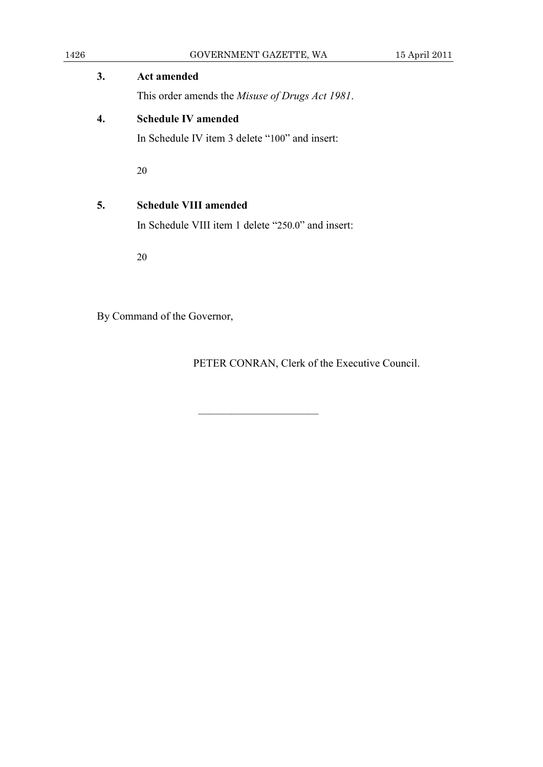**3. Act amended**

This order amends the *Misuse of Drugs Act 1981*.

**4. Schedule IV amended**

In Schedule IV item 3 delete "100" and insert:

20

**5. Schedule VIII amended**

In Schedule VIII item 1 delete "250.0" and insert:

20

By Command of the Governor,

PETER CONRAN, Clerk of the Executive Council.

---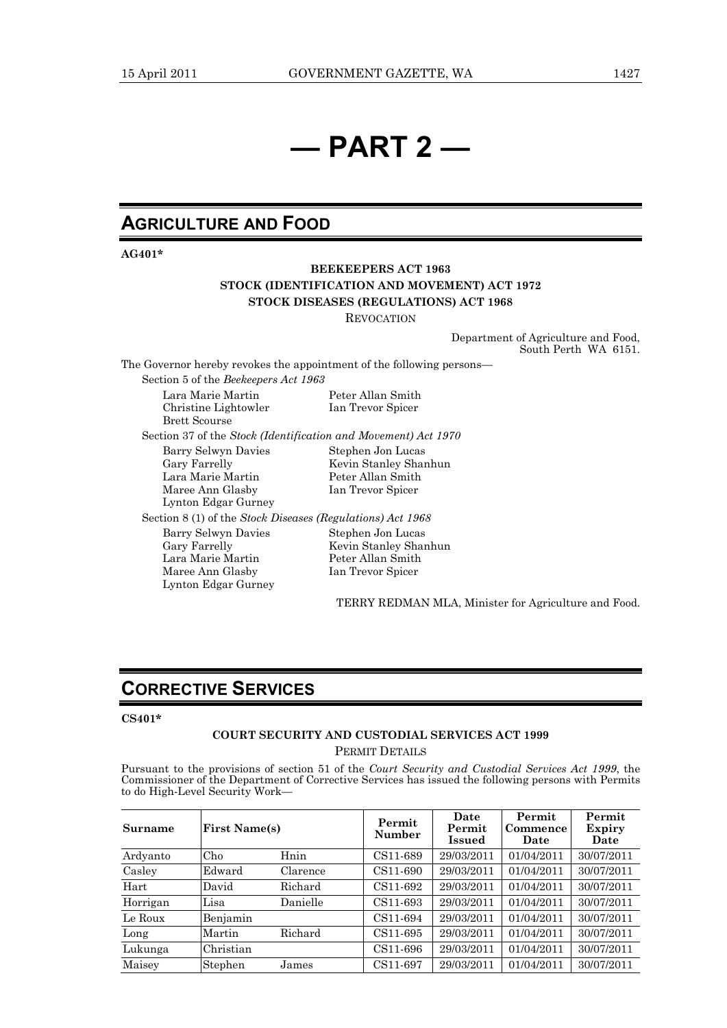# — PART 2 —

## AGRICULTURE AND FOOD

**AG401***

**BEEKEEPERS ACT 1963**
**STOCK (IDENTIFICATION AND MOVEMENT) ACT 1972**
**STOCK DISEASES (REGULATIONS) ACT 1968**

REVOCATION

Department of Agriculture and Food,
South Perth WA 6151.

The Governor hereby revokes the appointment of the following persons—

Section 5 of the *Beekeepers Act 1963*

- Lara Marie Martin
- Christine Lightowler
- Brett Scourse
- Peter Allan Smith
- Ian Trevor Spicer

Section 37 of the *Stock (Identification and Movement) Act 1970*

- Barry Selwyn Davies
- Gary Farrelly
- Lara Marie Martin
- Maree Ann Glasby
- Lynton Edgar Gurney
- Stephen Jon Lucas
- Kevin Stanley Shanhun
- Peter Allan Smith
- Ian Trevor Spicer

Section 8 (1) of the *Stock Diseases (Regulations) Act 1968*

- Barry Selwyn Davies
- Gary Farrelly
- Lara Marie Martin
- Maree Ann Glasby
- Lynton Edgar Gurney
- Stephen Jon Lucas
- Kevin Stanley Shanhun
- Peter Allan Smith
- Ian Trevor Spicer

TERRY REDMAN MLA, Minister for Agriculture and Food.

## CORRECTIVE SERVICES

**CS401***

**COURT SECURITY AND CUSTODIAL SERVICES ACT 1999**

PERMIT DETAILS

Pursuant to the provisions of section 51 of the *Court Security and Custodial Services Act 1999*, the Commissioner of the Department of Corrective Services has issued the following persons with Permits to do High-Level Security Work—

| Surname | First Name(s) | | Permit Number | Date Permit Issued | Permit Commence Date | Permit Expiry Date |
|---|---|---|---|---|---|---|
| Ardyanto | Cho | Hnin | CS11-689 | 29/03/2011 | 01/04/2011 | 30/07/2011 |
| Casley | Edward | Clarence | CS11-690 | 29/03/2011 | 01/04/2011 | 30/07/2011 |
| Hart | David | Richard | CS11-692 | 29/03/2011 | 01/04/2011 | 30/07/2011 |
| Horrigan | Lisa | Danielle | CS11-693 | 29/03/2011 | 01/04/2011 | 30/07/2011 |
| Le Roux | Benjamin | | CS11-694 | 29/03/2011 | 01/04/2011 | 30/07/2011 |
| Long | Martin | Richard | CS11-695 | 29/03/2011 | 01/04/2011 | 30/07/2011 |
| Lukunga | Christian | | CS11-696 | 29/03/2011 | 01/04/2011 | 30/07/2011 |
| Maisey | Stephen | James | CS11-697 | 29/03/2011 | 01/04/2011 | 30/07/2011 |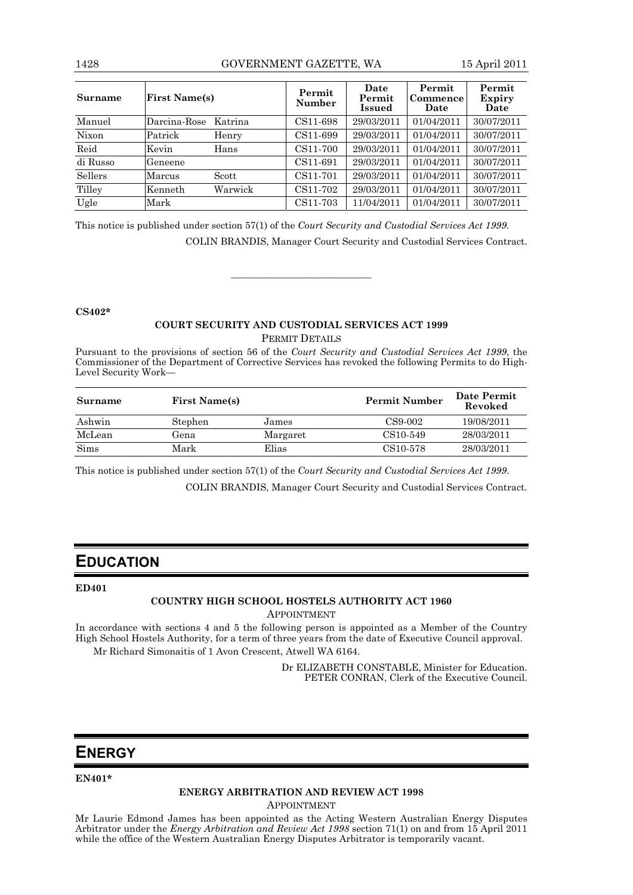| Surname | First Name(s) | | Permit Number | Date Permit Issued | Permit Commence Date | Permit Expiry Date |
|---|---|---|---|---|---|---|
| Manuel | Darcina-Rose | Katrina | CS11-698 | 29/03/2011 | 01/04/2011 | 30/07/2011 |
| Nixon | Patrick | Henry | CS11-699 | 29/03/2011 | 01/04/2011 | 30/07/2011 |
| Reid | Kevin | Hans | CS11-700 | 29/03/2011 | 01/04/2011 | 30/07/2011 |
| di Russo | Geneene | | CS11-691 | 29/03/2011 | 01/04/2011 | 30/07/2011 |
| Sellers | Marcus | Scott | CS11-701 | 29/03/2011 | 01/04/2011 | 30/07/2011 |
| Tilley | Kenneth | Warwick | CS11-702 | 29/03/2011 | 01/04/2011 | 30/07/2011 |
| Ugle | Mark | | CS11-703 | 11/04/2011 | 01/04/2011 | 30/07/2011 |

This notice is published under section 57(1) of the *Court Security and Custodial Services Act 1999*.

COLIN BRANDIS, Manager Court Security and Custodial Services Contract.

---

**CS402***

**COURT SECURITY AND CUSTODIAL SERVICES ACT 1999**

PERMIT DETAILS

Pursuant to the provisions of section 56 of the *Court Security and Custodial Services Act 1999*, the Commissioner of the Department of Corrective Services has revoked the following Permits to do High-Level Security Work—

| Surname | First Name(s) | | Permit Number | Date Permit Revoked |
|---|---|---|---|---|
| Ashwin | Stephen | James | CS9-002 | 19/08/2011 |
| McLean | Gena | Margaret | CS10-549 | 28/03/2011 |
| Sims | Mark | Elias | CS10-578 | 28/03/2011 |

This notice is published under section 57(1) of the *Court Security and Custodial Services Act 1999*.

COLIN BRANDIS, Manager Court Security and Custodial Services Contract.

# EDUCATION

**ED401**

**COUNTRY HIGH SCHOOL HOSTELS AUTHORITY ACT 1960**

APPOINTMENT

In accordance with sections 4 and 5 the following person is appointed as a Member of the Country High School Hostels Authority, for a term of three years from the date of Executive Council approval.

Mr Richard Simonaitis of 1 Avon Crescent, Atwell WA 6164.

Dr ELIZABETH CONSTABLE, Minister for Education.
PETER CONRAN, Clerk of the Executive Council.

# ENERGY

**EN401***

**ENERGY ARBITRATION AND REVIEW ACT 1998**

APPOINTMENT

Mr Laurie Edmond James has been appointed as the Acting Western Australian Energy Disputes Arbitrator under the *Energy Arbitration and Review Act 1998* section 71(1) on and from 15 April 2011 while the office of the Western Australian Energy Disputes Arbitrator is temporarily vacant.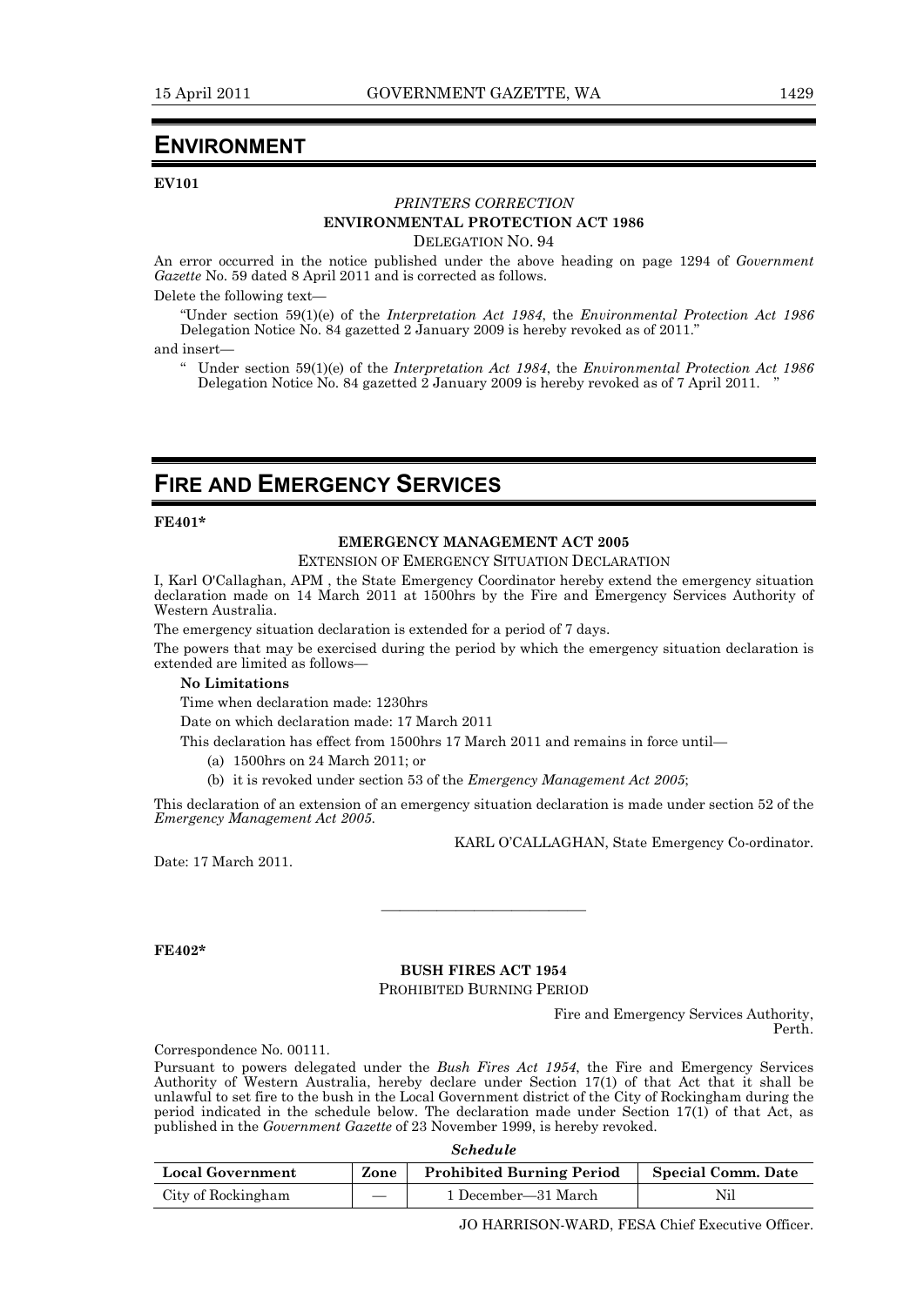# ENVIRONMENT

**EV101**

*PRINTERS CORRECTION*

**ENVIRONMENTAL PROTECTION ACT 1986**

DELEGATION NO. 94

An error occurred in the notice published under the above heading on page 1294 of *Government Gazette* No. 59 dated 8 April 2011 and is corrected as follows.

Delete the following text—

> "Under section 59(1)(e) of the *Interpretation Act 1984*, the *Environmental Protection Act 1986* Delegation Notice No. 84 gazetted 2 January 2009 is hereby revoked as of 2011."

and insert—

> " Under section 59(1)(e) of the *Interpretation Act 1984*, the *Environmental Protection Act 1986* Delegation Notice No. 84 gazetted 2 January 2009 is hereby revoked as of 7 April 2011. "

# FIRE AND EMERGENCY SERVICES

**FE401***

**EMERGENCY MANAGEMENT ACT 2005**

EXTENSION OF EMERGENCY SITUATION DECLARATION

I, Karl O'Callaghan, APM , the State Emergency Coordinator hereby extend the emergency situation declaration made on 14 March 2011 at 1500hrs by the Fire and Emergency Services Authority of Western Australia.

The emergency situation declaration is extended for a period of 7 days.

The powers that may be exercised during the period by which the emergency situation declaration is extended are limited as follows—

**No Limitations**

Time when declaration made: 1230hrs

Date on which declaration made: 17 March 2011

This declaration has effect from 1500hrs 17 March 2011 and remains in force until—

(a) 1500hrs on 24 March 2011; or

(b) it is revoked under section 53 of the *Emergency Management Act 2005*;

This declaration of an extension of an emergency situation declaration is made under section 52 of the *Emergency Management Act 2005*.

KARL O'CALLAGHAN, State Emergency Co-ordinator.

Date: 17 March 2011.

---

**FE402***

**BUSH FIRES ACT 1954**

PROHIBITED BURNING PERIOD

Fire and Emergency Services Authority,
Perth.

Correspondence No. 00111.

Pursuant to powers delegated under the *Bush Fires Act 1954*, the Fire and Emergency Services Authority of Western Australia, hereby declare under Section 17(1) of that Act that it shall be unlawful to set fire to the bush in the Local Government district of the City of Rockingham during the period indicated in the schedule below. The declaration made under Section 17(1) of that Act, as published in the *Government Gazette* of 23 November 1999, is hereby revoked.

***Schedule***

| Local Government | Zone | Prohibited Burning Period | Special Comm. Date |
|---|---|---|---|
| City of Rockingham | — | 1 December—31 March | Nil |

JO HARRISON-WARD, FESA Chief Executive Officer.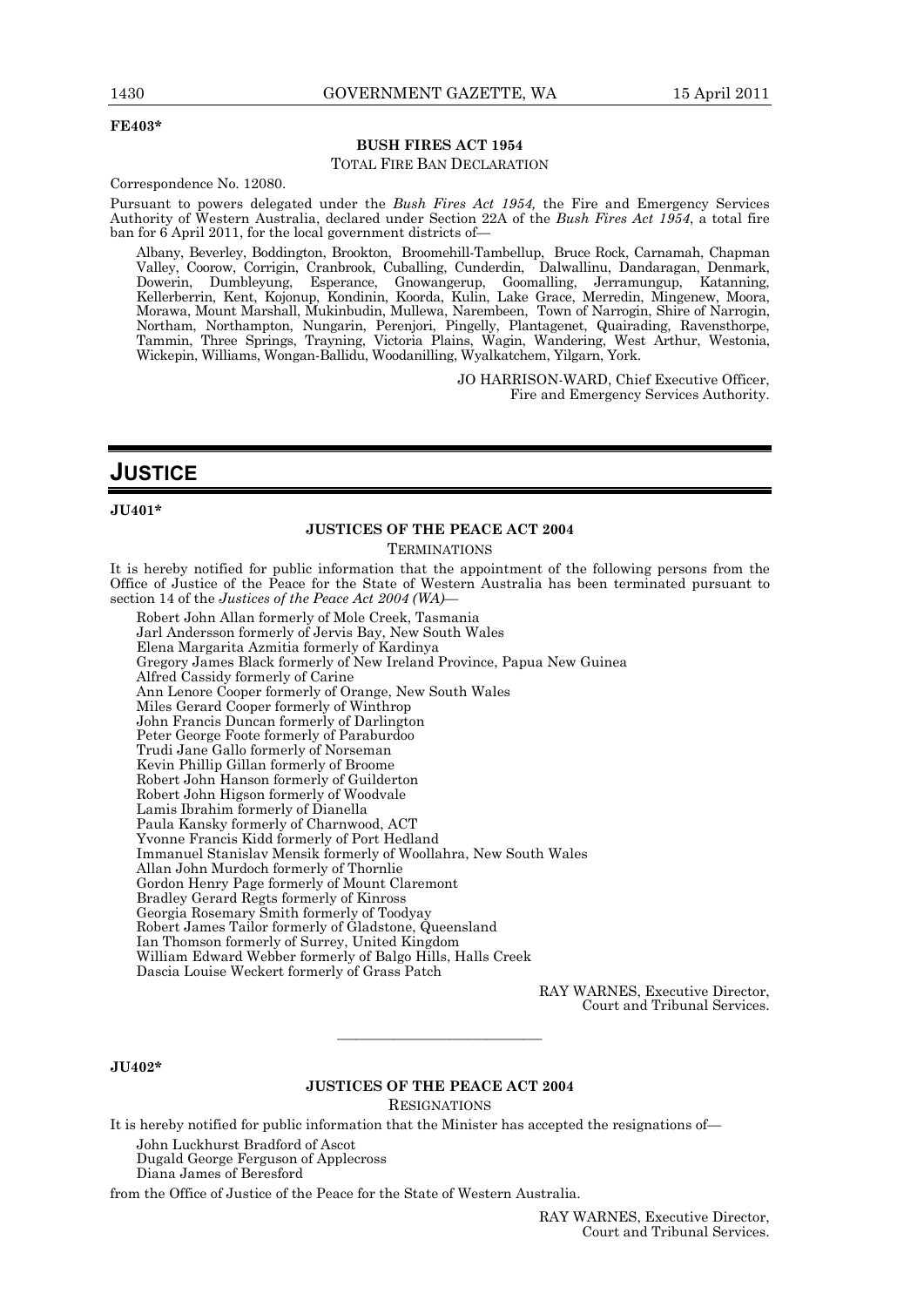**FE403***

**BUSH FIRES ACT 1954**

TOTAL FIRE BAN DECLARATION

Correspondence No. 12080.

Pursuant to powers delegated under the *Bush Fires Act 1954,* the Fire and Emergency Services Authority of Western Australia, declared under Section 22A of the *Bush Fires Act 1954*, a total fire ban for 6 April 2011, for the local government districts of—

Albany, Beverley, Boddington, Brookton, Broomehill-Tambellup, Bruce Rock, Carnamah, Chapman Valley, Coorow, Corrigin, Cranbrook, Cuballing, Cunderdin, Dalwallinu, Dandaragan, Denmark, Dowerin, Dumbleyung, Esperance, Gnowangerup, Goomalling, Jerramungup, Katanning, Kellerberrin, Kent, Kojonup, Kondinin, Koorda, Kulin, Lake Grace, Merredin, Mingenew, Moora, Morawa, Mount Marshall, Mukinbudin, Mullewa, Narembeen, Town of Narrogin, Shire of Narrogin, Northam, Northampton, Nungarin, Perenjori, Pingelly, Plantagenet, Quairading, Ravensthorpe, Tammin, Three Springs, Trayning, Victoria Plains, Wagin, Wandering, West Arthur, Westonia, Wickepin, Williams, Wongan-Ballidu, Woodanilling, Wyalkatchem, Yilgarn, York.

JO HARRISON-WARD, Chief Executive Officer,
Fire and Emergency Services Authority.

# JUSTICE

**JU401***

**JUSTICES OF THE PEACE ACT 2004**

TERMINATIONS

It is hereby notified for public information that the appointment of the following persons from the Office of Justice of the Peace for the State of Western Australia has been terminated pursuant to section 14 of the *Justices of the Peace Act 2004 (WA)*—

Robert John Allan formerly of Mole Creek, Tasmania
Jarl Andersson formerly of Jervis Bay, New South Wales
Elena Margarita Azmitia formerly of Kardinya
Gregory James Black formerly of New Ireland Province, Papua New Guinea
Alfred Cassidy formerly of Carine
Ann Lenore Cooper formerly of Orange, New South Wales
Miles Gerard Cooper formerly of Winthrop
John Francis Duncan formerly of Darlington
Peter George Foote formerly of Paraburdoo
Trudi Jane Gallo formerly of Norseman
Kevin Phillip Gillan formerly of Broome
Robert John Hanson formerly of Guilderton
Robert John Higson formerly of Woodvale
Lamis Ibrahim formerly of Dianella
Paula Kansky formerly of Charnwood, ACT
Yvonne Francis Kidd formerly of Port Hedland
Immanuel Stanislav Mensik formerly of Woollahra, New South Wales
Allan John Murdoch formerly of Thornlie
Gordon Henry Page formerly of Mount Claremont
Bradley Gerard Regts formerly of Kinross
Georgia Rosemary Smith formerly of Toodyay
Robert James Tailor formerly of Gladstone, Queensland
Ian Thomson formerly of Surrey, United Kingdom
William Edward Webber formerly of Balgo Hills, Halls Creek
Dascia Louise Weckert formerly of Grass Patch

RAY WARNES, Executive Director,
Court and Tribunal Services.

---

**JU402***

**JUSTICES OF THE PEACE ACT 2004**

RESIGNATIONS

It is hereby notified for public information that the Minister has accepted the resignations of—

John Luckhurst Bradford of Ascot
Dugald George Ferguson of Applecross
Diana James of Beresford

from the Office of Justice of the Peace for the State of Western Australia.

RAY WARNES, Executive Director,
Court and Tribunal Services.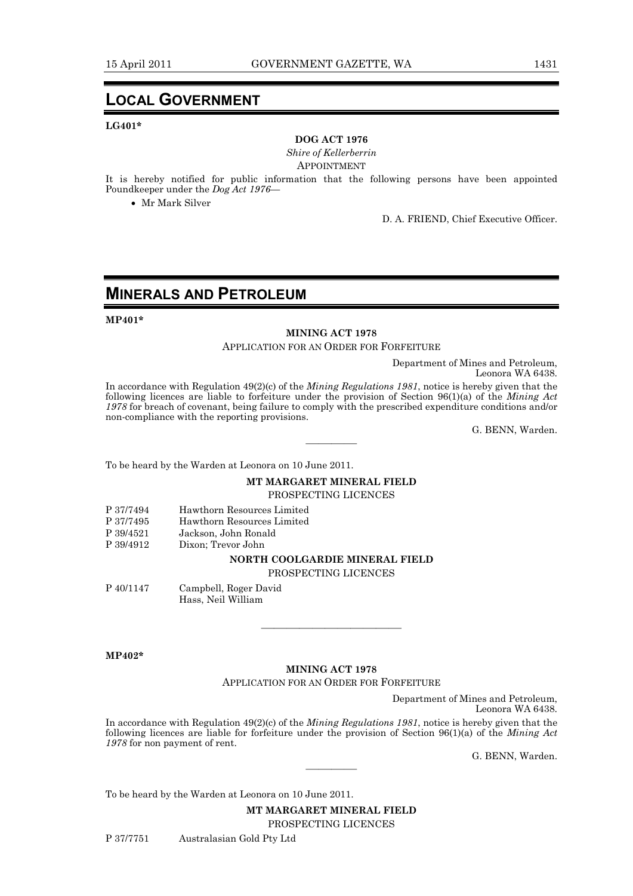# LOCAL GOVERNMENT

**LG401***

**DOG ACT 1976**

*Shire of Kellerberrin*

APPOINTMENT

It is hereby notified for public information that the following persons have been appointed Poundkeeper under the *Dog Act 1976*—

- Mr Mark Silver

D. A. FRIEND, Chief Executive Officer.

# MINERALS AND PETROLEUM

**MP401***

**MINING ACT 1978**

APPLICATION FOR AN ORDER FOR FORFEITURE

Department of Mines and Petroleum,
Leonora WA 6438.

In accordance with Regulation 49(2)(c) of the *Mining Regulations 1981*, notice is hereby given that the following licences are liable to forfeiture under the provision of Section 96(1)(a) of the *Mining Act 1978* for breach of covenant, being failure to comply with the prescribed expenditure conditions and/or non-compliance with the reporting provisions.

G. BENN, Warden.

———————

To be heard by the Warden at Leonora on 10 June 2011.

**MT MARGARET MINERAL FIELD**

PROSPECTING LICENCES

| | |
|---|---|
| P 37/7494 | Hawthorn Resources Limited |
| P 37/7495 | Hawthorn Resources Limited |
| P 39/4521 | Jackson, John Ronald |
| P 39/4912 | Dixon; Trevor John |

**NORTH COOLGARDIE MINERAL FIELD**

PROSPECTING LICENCES

| | |
|---|---|
| P 40/1147 | Campbell, Roger David<br>Hass, Neil William |

———————————

**MP402***

**MINING ACT 1978**

APPLICATION FOR AN ORDER FOR FORFEITURE

Department of Mines and Petroleum,
Leonora WA 6438.

In accordance with Regulation 49(2)(c) of the *Mining Regulations 1981*, notice is hereby given that the following licences are liable for forfeiture under the provision of Section 96(1)(a) of the *Mining Act 1978* for non payment of rent.

G. BENN, Warden.

———————

To be heard by the Warden at Leonora on 10 June 2011.

**MT MARGARET MINERAL FIELD**

PROSPECTING LICENCES

| | |
|---|---|
| P 37/7751 | Australasian Gold Pty Ltd |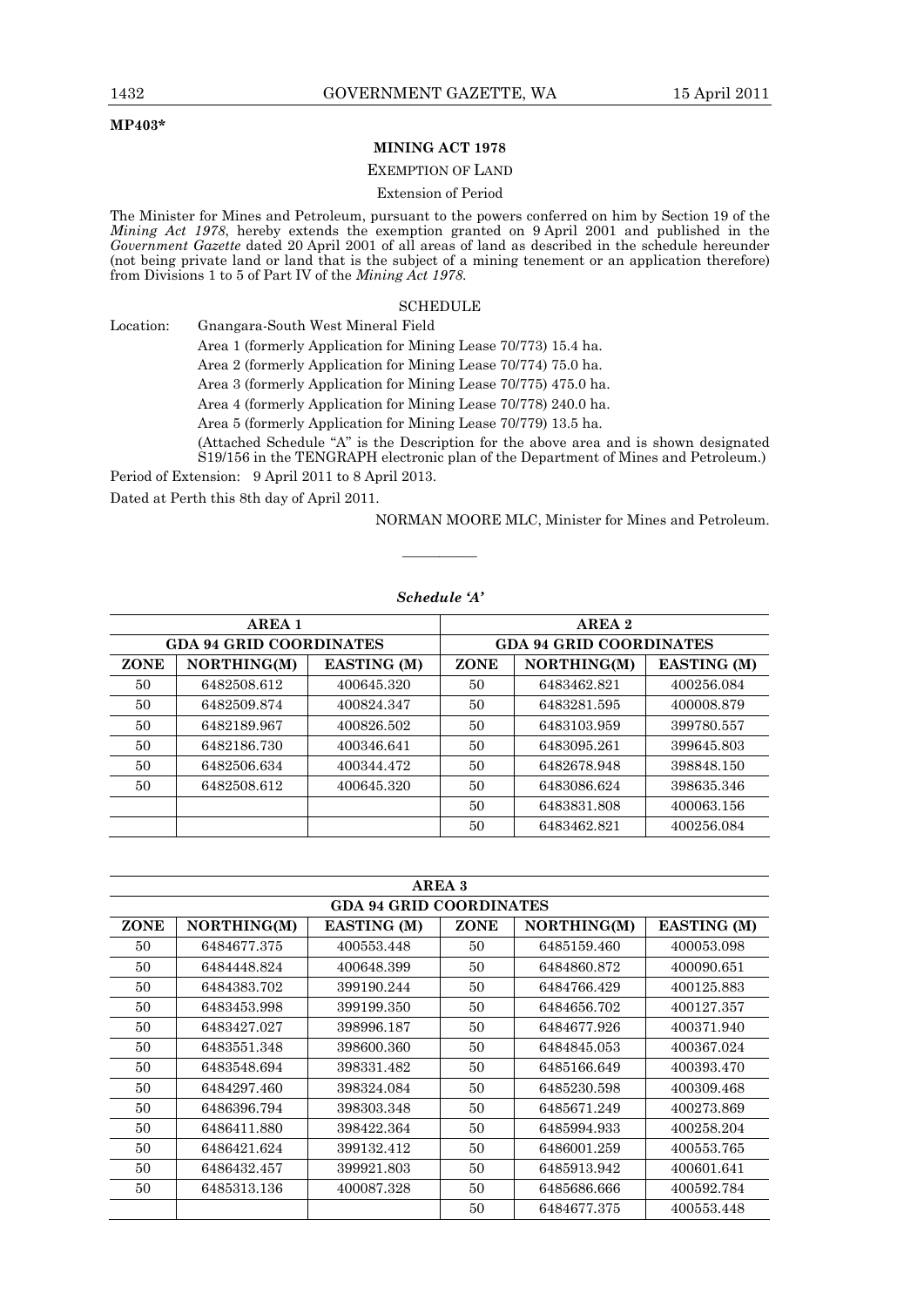**MP403***

**MINING ACT 1978**

EXEMPTION OF LAND

Extension of Period

The Minister for Mines and Petroleum, pursuant to the powers conferred on him by Section 19 of the *Mining Act 1978*, hereby extends the exemption granted on 9 April 2001 and published in the *Government Gazette* dated 20 April 2001 of all areas of land as described in the schedule hereunder (not being private land or land that is the subject of a mining tenement or an application therefore) from Divisions 1 to 5 of Part IV of the *Mining Act 1978.*

SCHEDULE

Location: Gnangara-South West Mineral Field

Area 1 (formerly Application for Mining Lease 70/773) 15.4 ha.

Area 2 (formerly Application for Mining Lease 70/774) 75.0 ha.

Area 3 (formerly Application for Mining Lease 70/775) 475.0 ha.

Area 4 (formerly Application for Mining Lease 70/778) 240.0 ha.

Area 5 (formerly Application for Mining Lease 70/779) 13.5 ha.

(Attached Schedule "A" is the Description for the above area and is shown designated S19/156 in the TENGRAPH electronic plan of the Department of Mines and Petroleum.)

Period of Extension: 9 April 2011 to 8 April 2013.

Dated at Perth this 8th day of April 2011.

NORMAN MOORE MLC, Minister for Mines and Petroleum.

———————

*Schedule 'A'*

| AREA 1 | | | AREA 2 | | |
|---|---|---|---|---|---|
| GDA 94 GRID COORDINATES | | | GDA 94 GRID COORDINATES | | |
| ZONE | NORTHING(M) | EASTING (M) | ZONE | NORTHING(M) | EASTING (M) |
| 50 | 6482508.612 | 400645.320 | 50 | 6483462.821 | 400256.084 |
| 50 | 6482509.874 | 400824.347 | 50 | 6483281.595 | 400008.879 |
| 50 | 6482189.967 | 400826.502 | 50 | 6483103.959 | 399780.557 |
| 50 | 6482186.730 | 400346.641 | 50 | 6483095.261 | 399645.803 |
| 50 | 6482506.634 | 400344.472 | 50 | 6482678.948 | 398848.150 |
| 50 | 6482508.612 | 400645.320 | 50 | 6483086.624 | 398635.346 |
| | | | 50 | 6483831.808 | 400063.156 |
| | | | 50 | 6483462.821 | 400256.084 |

| AREA 3 | | | | | |
|---|---|---|---|---|---|
| GDA 94 GRID COORDINATES | | | | | |
| ZONE | NORTHING(M) | EASTING (M) | ZONE | NORTHING(M) | EASTING (M) |
| 50 | 6484677.375 | 400553.448 | 50 | 6485159.460 | 400053.098 |
| 50 | 6484448.824 | 400648.399 | 50 | 6484860.872 | 400090.651 |
| 50 | 6484383.702 | 399190.244 | 50 | 6484766.429 | 400125.883 |
| 50 | 6483453.998 | 399199.350 | 50 | 6484656.702 | 400127.357 |
| 50 | 6483427.027 | 398996.187 | 50 | 6484677.926 | 400371.940 |
| 50 | 6483551.348 | 398600.360 | 50 | 6484845.053 | 400367.024 |
| 50 | 6483548.694 | 398331.482 | 50 | 6485166.649 | 400393.470 |
| 50 | 6484297.460 | 398324.084 | 50 | 6485230.598 | 400309.468 |
| 50 | 6486396.794 | 398303.348 | 50 | 6485671.249 | 400273.869 |
| 50 | 6486411.880 | 398422.364 | 50 | 6485994.933 | 400258.204 |
| 50 | 6486421.624 | 399132.412 | 50 | 6486001.259 | 400553.765 |
| 50 | 6486432.457 | 399921.803 | 50 | 6485913.942 | 400601.641 |
| 50 | 6485313.136 | 400087.328 | 50 | 6485686.666 | 400592.784 |
| | | | 50 | 6484677.375 | 400553.448 |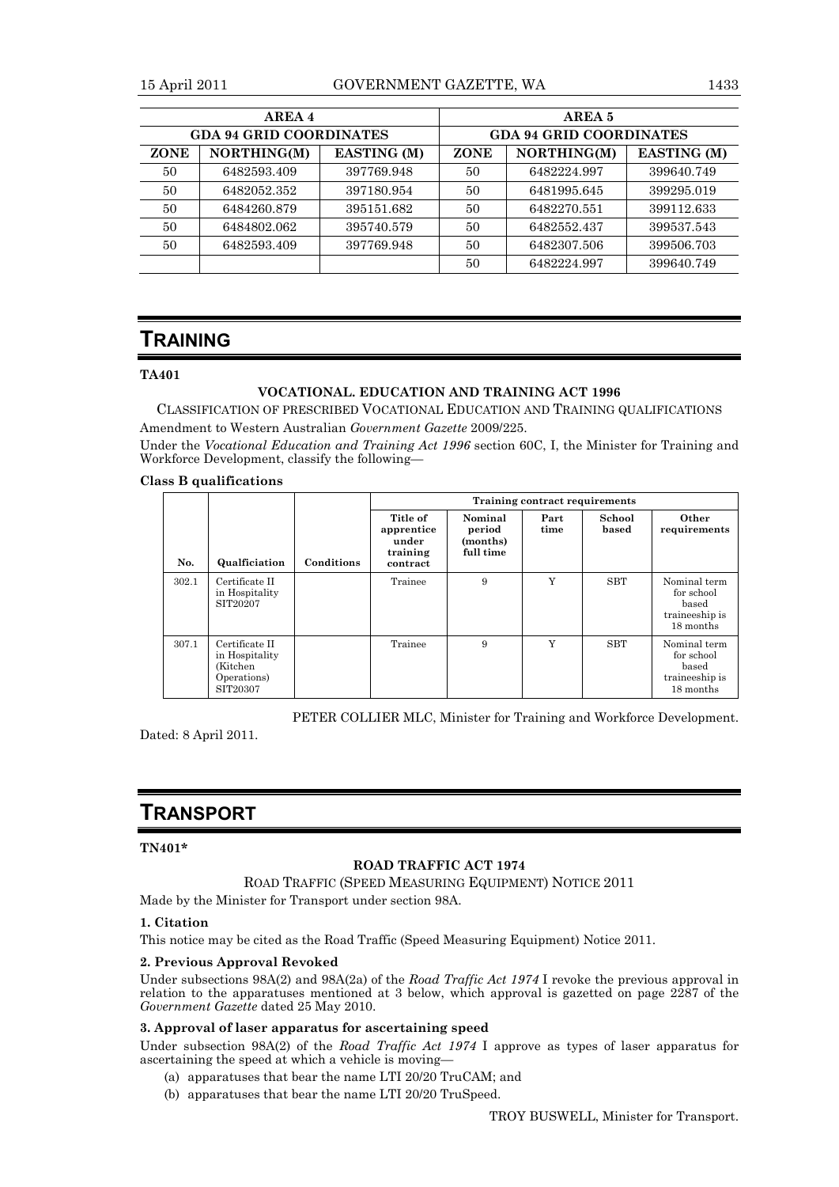| AREA 4 | | | AREA 5 | | |
|---|---|---|---|---|---|
| GDA 94 GRID COORDINATES | | | GDA 94 GRID COORDINATES | | |
| ZONE | NORTHING(M) | EASTING (M) | ZONE | NORTHING(M) | EASTING (M) |
| 50 | 6482593.409 | 397769.948 | 50 | 6482224.997 | 399640.749 |
| 50 | 6482052.352 | 397180.954 | 50 | 6481995.645 | 399295.019 |
| 50 | 6484260.879 | 395151.682 | 50 | 6482270.551 | 399112.633 |
| 50 | 6484802.062 | 395740.579 | 50 | 6482552.437 | 399537.543 |
| 50 | 6482593.409 | 397769.948 | 50 | 6482307.506 | 399506.703 |
| | | | 50 | 6482224.997 | 399640.749 |

# TRAINING

**TA401**

**VOCATIONAL. EDUCATION AND TRAINING ACT 1996**

CLASSIFICATION OF PRESCRIBED VOCATIONAL EDUCATION AND TRAINING QUALIFICATIONS

Amendment to Western Australian *Government Gazette* 2009/225.

Under the *Vocational Education and Training Act 1996* section 60C, I, the Minister for Training and Workforce Development, classify the following—

**Class B qualifications**

| | | | Training contract requirements | | | | |
|---|---|---|---|---|---|---|---|
| No. | Qualficiation | Conditions | Title of apprentice under training contract | Nominal period (months) full time | Part time | School based | Other requirements |
| 302.1 | Certificate II in Hospitality SIT20207 | | Trainee | 9 | Y | SBT | Nominal term for school based traineeship is 18 months |
| 307.1 | Certificate II in Hospitality (Kitchen Operations) SIT20307 | | Trainee | 9 | Y | SBT | Nominal term for school based traineeship is 18 months |

PETER COLLIER MLC, Minister for Training and Workforce Development.

Dated: 8 April 2011.

# TRANSPORT

**TN401***

**ROAD TRAFFIC ACT 1974**

ROAD TRAFFIC (SPEED MEASURING EQUIPMENT) NOTICE 2011

Made by the Minister for Transport under section 98A.

**1. Citation**

This notice may be cited as the Road Traffic (Speed Measuring Equipment) Notice 2011.

**2. Previous Approval Revoked**

Under subsections 98A(2) and 98A(2a) of the *Road Traffic Act 1974* I revoke the previous approval in relation to the apparatuses mentioned at 3 below, which approval is gazetted on page 2287 of the *Government Gazette* dated 25 May 2010.

**3. Approval of laser apparatus for ascertaining speed**

Under subsection 98A(2) of the *Road Traffic Act 1974* I approve as types of laser apparatus for ascertaining the speed at which a vehicle is moving—

(a) apparatuses that bear the name LTI 20/20 TruCAM; and

(b) apparatuses that bear the name LTI 20/20 TruSpeed.

TROY BUSWELL, Minister for Transport.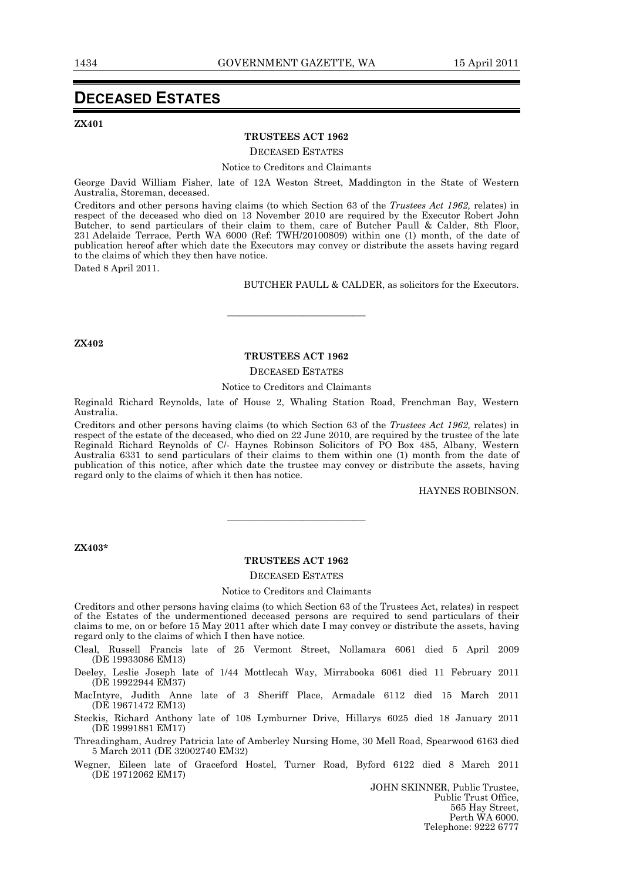# DECEASED ESTATES

**ZX401**

**TRUSTEES ACT 1962**

DECEASED ESTATES

Notice to Creditors and Claimants

George David William Fisher, late of 12A Weston Street, Maddington in the State of Western Australia, Storeman, deceased.

Creditors and other persons having claims (to which Section 63 of the *Trustees Act 1962,* relates) in respect of the deceased who died on 13 November 2010 are required by the Executor Robert John Butcher, to send particulars of their claim to them, care of Butcher Paull & Calder, 8th Floor, 231 Adelaide Terrace, Perth WA 6000 (Ref: TWH/20100809) within one (1) month, of the date of publication hereof after which date the Executors may convey or distribute the assets having regard to the claims of which they then have notice.

Dated 8 April 2011.

BUTCHER PAULL & CALDER, as solicitors for the Executors.

---

**ZX402**

**TRUSTEES ACT 1962**

DECEASED ESTATES

Notice to Creditors and Claimants

Reginald Richard Reynolds, late of House 2, Whaling Station Road, Frenchman Bay, Western Australia.

Creditors and other persons having claims (to which Section 63 of the *Trustees Act 1962,* relates) in respect of the estate of the deceased, who died on 22 June 2010, are required by the trustee of the late Reginald Richard Reynolds of C/- Haynes Robinson Solicitors of PO Box 485, Albany, Western Australia 6331 to send particulars of their claims to them within one (1) month from the date of publication of this notice, after which date the trustee may convey or distribute the assets, having regard only to the claims of which it then has notice.

HAYNES ROBINSON.

---

**ZX403***

**TRUSTEES ACT 1962**

DECEASED ESTATES

Notice to Creditors and Claimants

Creditors and other persons having claims (to which Section 63 of the Trustees Act, relates) in respect of the Estates of the undermentioned deceased persons are required to send particulars of their claims to me, on or before 15 May 2011 after which date I may convey or distribute the assets, having regard only to the claims of which I then have notice.

Cleal, Russell Francis late of 25 Vermont Street, Nollamara 6061 died 5 April 2009 (DE 19933086 EM13)

Deeley, Leslie Joseph late of 1/44 Mottlecah Way, Mirrabooka 6061 died 11 February 2011 (DE 19922944 EM37)

MacIntyre, Judith Anne late of 3 Sheriff Place, Armadale 6112 died 15 March 2011 (DE 19671472 EM13)

Steckis, Richard Anthony late of 108 Lymburner Drive, Hillarys 6025 died 18 January 2011 (DE 19991881 EM17)

Threadingham, Audrey Patricia late of Amberley Nursing Home, 30 Mell Road, Spearwood 6163 died 5 March 2011 (DE 32002740 EM32)

Wegner, Eileen late of Graceford Hostel, Turner Road, Byford 6122 died 8 March 2011 (DE 19712062 EM17)

JOHN SKINNER, Public Trustee,
Public Trust Office,
565 Hay Street,
Perth WA 6000.
Telephone: 9222 6777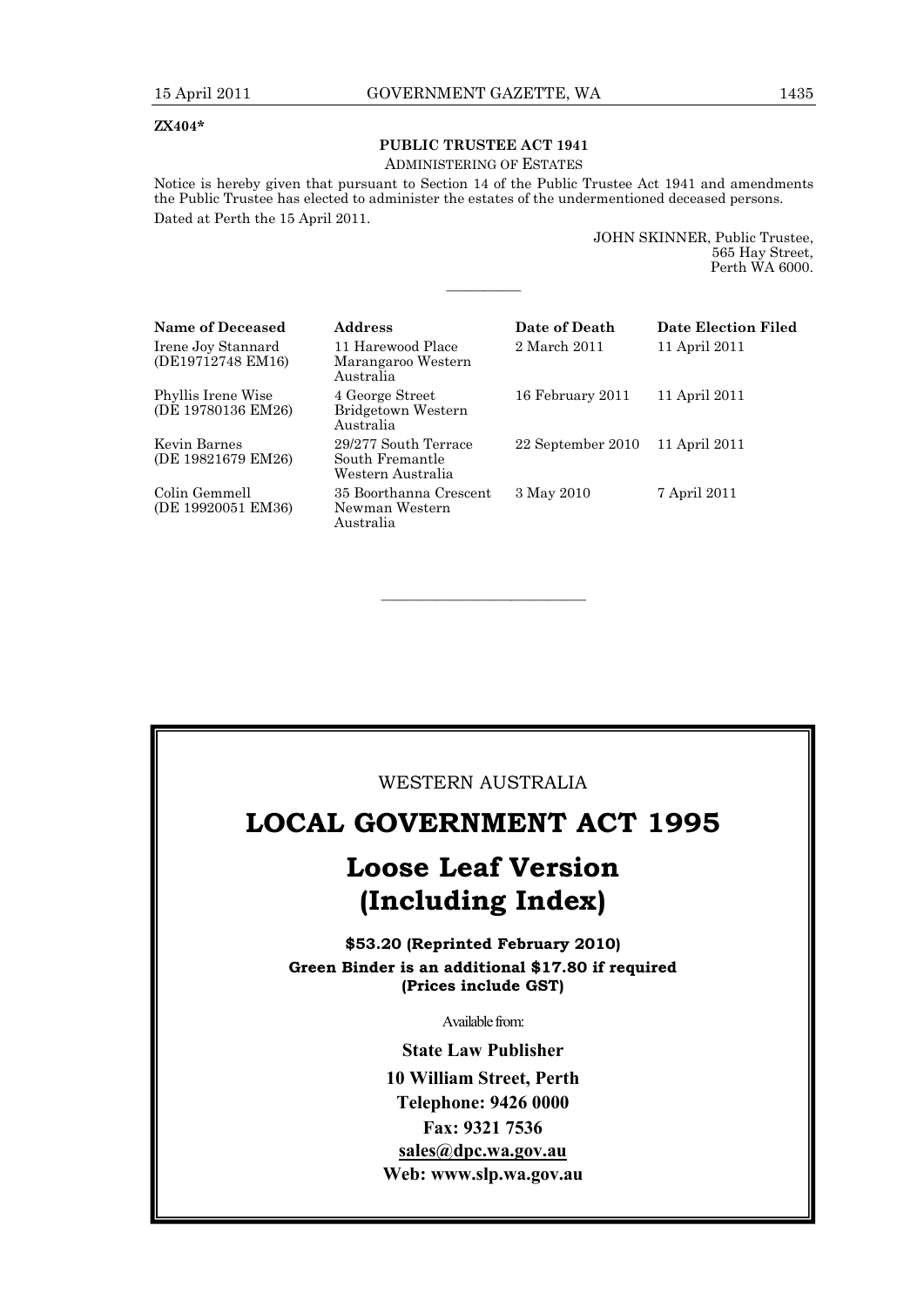**ZX404***

**PUBLIC TRUSTEE ACT 1941**

ADMINISTERING OF ESTATES

Notice is hereby given that pursuant to Section 14 of the Public Trustee Act 1941 and amendments the Public Trustee has elected to administer the estates of the undermentioned deceased persons.

Dated at Perth the 15 April 2011.

JOHN SKINNER, Public Trustee,
565 Hay Street,
Perth WA 6000.

---

| Name of Deceased | Address | Date of Death | Date Election Filed |
|---|---|---|---|
| Irene Joy Stannard (DE19712748 EM16) | 11 Harewood Place Marangaroo Western Australia | 2 March 2011 | 11 April 2011 |
| Phyllis Irene Wise (DE 19780136 EM26) | 4 George Street Bridgetown Western Australia | 16 February 2011 | 11 April 2011 |
| Kevin Barnes (DE 19821679 EM26) | 29/277 South Terrace South Fremantle Western Australia | 22 September 2010 | 11 April 2011 |
| Colin Gemmell (DE 19920051 EM36) | 35 Boorthanna Crescent Newman Western Australia | 3 May 2010 | 7 April 2011 |

---

WESTERN AUSTRALIA

# LOCAL GOVERNMENT ACT 1995

## Loose Leaf Version (Including Index)

**$53.20 (Reprinted February 2010)**

**Green Binder is an additional $17.80 if required (Prices include GST)**

Available from:

**State Law Publisher**

**10 William Street, Perth**

**Telephone: 9426 0000**

**Fax: 9321 7536**

**sales@dpc.wa.gov.au**

**Web: www.slp.wa.gov.au**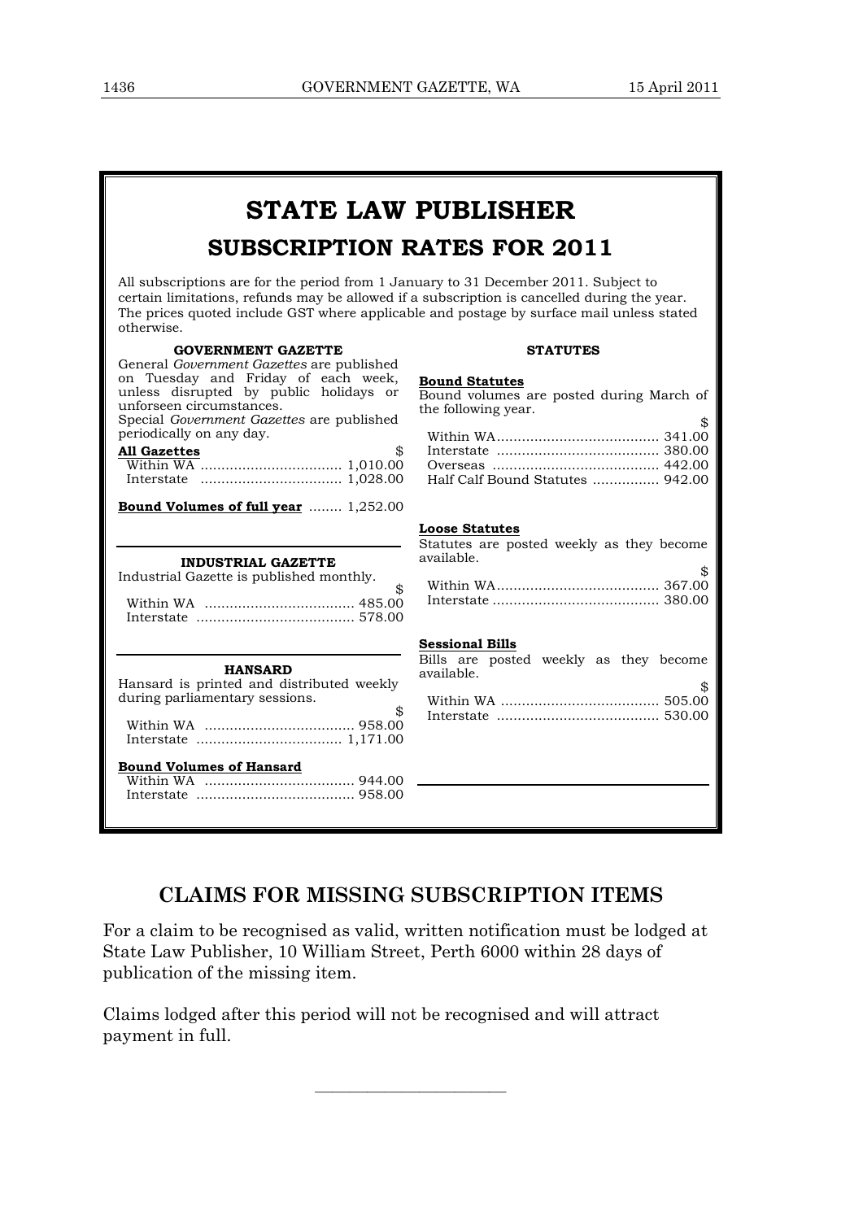# STATE LAW PUBLISHER

## SUBSCRIPTION RATES FOR 2011

All subscriptions are for the period from 1 January to 31 December 2011. Subject to certain limitations, refunds may be allowed if a subscription is cancelled during the year. The prices quoted include GST where applicable and postage by surface mail unless stated otherwise.

### GOVERNMENT GAZETTE

General *Government Gazettes* are published on Tuesday and Friday of each week, unless disrupted by public holidays or unforseen circumstances.

Special *Government Gazettes* are published periodically on any day.

| **All Gazettes** | $ |
|---|---|
| Within WA | 1,010.00 |
| Interstate | 1,028.00 |

**Bound Volumes of full year** ........ 1,252.00

### INDUSTRIAL GAZETTE

Industrial Gazette is published monthly.

| | $ |
|---|---|
| Within WA | 485.00 |
| Interstate | 578.00 |

### HANSARD

Hansard is printed and distributed weekly during parliamentary sessions.

| | $ |
|---|---|
| Within WA | 958.00 |
| Interstate | 1,171.00 |

**Bound Volumes of Hansard**

| | |
|---|---|
| Within WA | 944.00 |
| Interstate | 958.00 |

### STATUTES

**Bound Statutes**

Bound volumes are posted during March of the following year.

| | $ |
|---|---|
| Within WA | 341.00 |
| Interstate | 380.00 |
| Overseas | 442.00 |
| Half Calf Bound Statutes | 942.00 |

**Loose Statutes**

Statutes are posted weekly as they become available.

| | $ |
|---|---|
| Within WA | 367.00 |
| Interstate | 380.00 |

**Sessional Bills**

Bills are posted weekly as they become available.

| | $ |
|---|---|
| Within WA | 505.00 |
| Interstate | 530.00 |

## CLAIMS FOR MISSING SUBSCRIPTION ITEMS

For a claim to be recognised as valid, written notification must be lodged at State Law Publisher, 10 William Street, Perth 6000 within 28 days of publication of the missing item.

Claims lodged after this period will not be recognised and will attract payment in full.

———————————